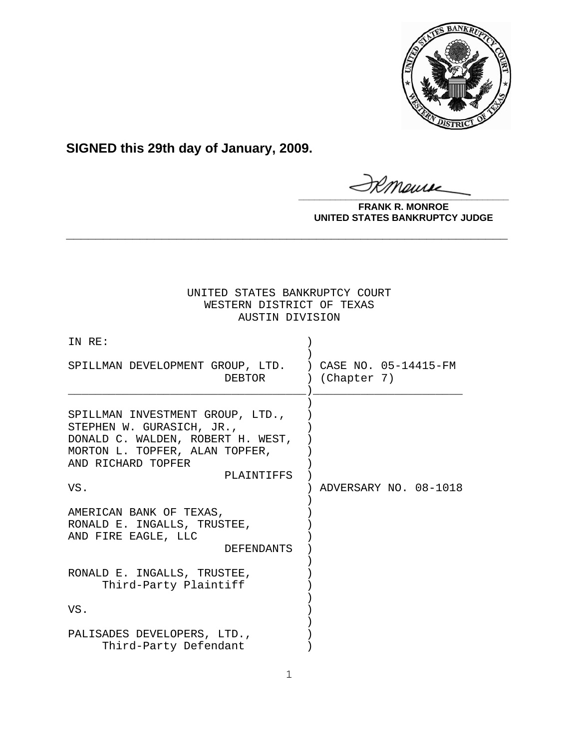**SIGNED this 29th day of January, 2009.**

**FRANK R. MONROE**
**UNITED STATES BANKRUPTCY JUDGE**

---

UNITED STATES BANKRUPTCY COURT
WESTERN DISTRICT OF TEXAS
AUSTIN DIVISION

| | |
|---|---|
| IN RE:<br><br>SPILLMAN DEVELOPMENT GROUP, LTD.<br>DEBTOR | CASE NO. 05-14415-FM<br>(Chapter 7) |
| SPILLMAN INVESTMENT GROUP, LTD., STEPHEN W. GURASICH, JR., DONALD C. WALDEN, ROBERT H. WEST, MORTON L. TOPFER, ALAN TOPFER, AND RICHARD TOPFER<br>PLAINTIFFS<br><br>VS.<br><br>AMERICAN BANK OF TEXAS, RONALD E. INGALLS, TRUSTEE, AND FIRE EAGLE, LLC<br>DEFENDANTS<br><br>RONALD E. INGALLS, TRUSTEE,<br>Third-Party Plaintiff<br><br>VS.<br><br>PALISADES DEVELOPERS, LTD.,<br>Third-Party Defendant | ADVERSARY NO. 08-1018 |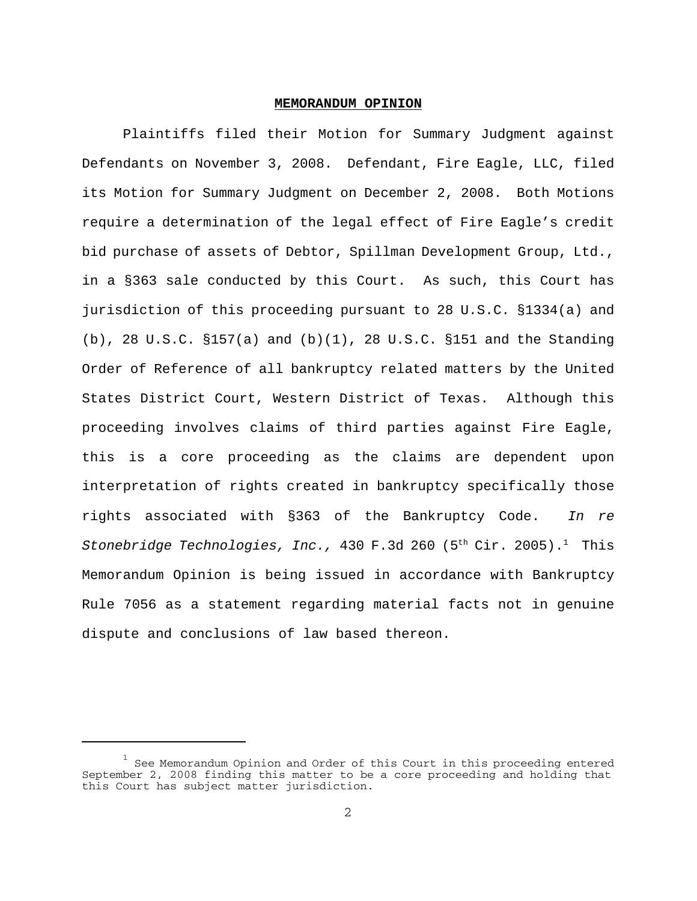**MEMORANDUM OPINION**

Plaintiffs filed their Motion for Summary Judgment against Defendants on November 3, 2008. Defendant, Fire Eagle, LLC, filed its Motion for Summary Judgment on December 2, 2008. Both Motions require a determination of the legal effect of Fire Eagle's credit bid purchase of assets of Debtor, Spillman Development Group, Ltd., in a §363 sale conducted by this Court. As such, this Court has jurisdiction of this proceeding pursuant to 28 U.S.C. §1334(a) and (b), 28 U.S.C. §157(a) and (b)(1), 28 U.S.C. §151 and the Standing Order of Reference of all bankruptcy related matters by the United States District Court, Western District of Texas. Although this proceeding involves claims of third parties against Fire Eagle, this is a core proceeding as the claims are dependent upon interpretation of rights created in bankruptcy specifically those rights associated with §363 of the Bankruptcy Code. *In re Stonebridge Technologies, Inc.,* 430 F.3d 260 (5th Cir. 2005).[1] This Memorandum Opinion is being issued in accordance with Bankruptcy Rule 7056 as a statement regarding material facts not in genuine dispute and conclusions of law based thereon.

---

[1] See Memorandum Opinion and Order of this Court in this proceeding entered September 2, 2008 finding this matter to be a core proceeding and holding that this Court has subject matter jurisdiction.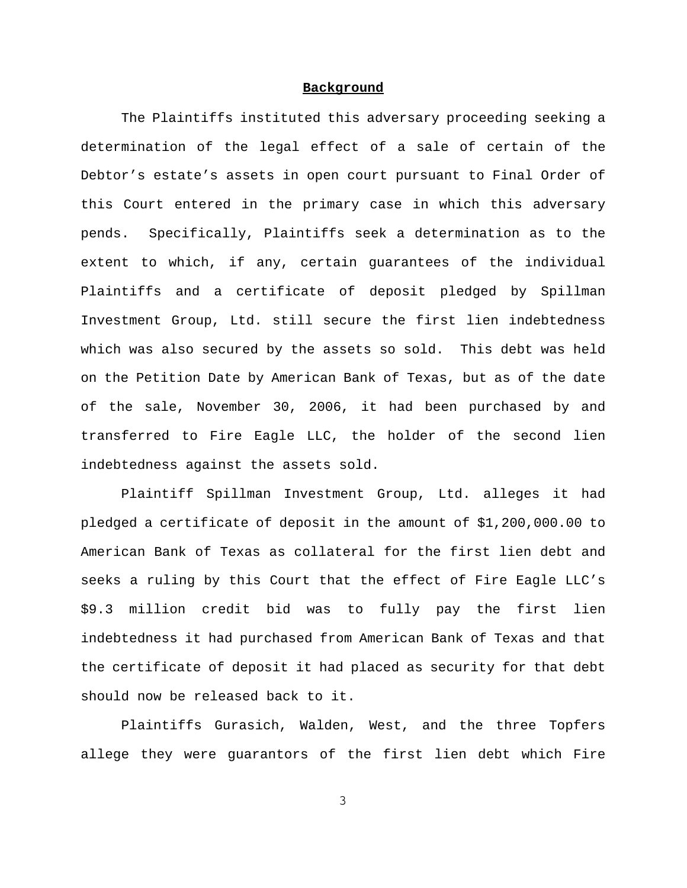**Background**

The Plaintiffs instituted this adversary proceeding seeking a determination of the legal effect of a sale of certain of the Debtor's estate's assets in open court pursuant to Final Order of this Court entered in the primary case in which this adversary pends. Specifically, Plaintiffs seek a determination as to the extent to which, if any, certain guarantees of the individual Plaintiffs and a certificate of deposit pledged by Spillman Investment Group, Ltd. still secure the first lien indebtedness which was also secured by the assets so sold. This debt was held on the Petition Date by American Bank of Texas, but as of the date of the sale, November 30, 2006, it had been purchased by and transferred to Fire Eagle LLC, the holder of the second lien indebtedness against the assets sold.

Plaintiff Spillman Investment Group, Ltd. alleges it had pledged a certificate of deposit in the amount of $1,200,000.00 to American Bank of Texas as collateral for the first lien debt and seeks a ruling by this Court that the effect of Fire Eagle LLC's $9.3 million credit bid was to fully pay the first lien indebtedness it had purchased from American Bank of Texas and that the certificate of deposit it had placed as security for that debt should now be released back to it.

Plaintiffs Gurasich, Walden, West, and the three Topfers allege they were guarantors of the first lien debt which Fire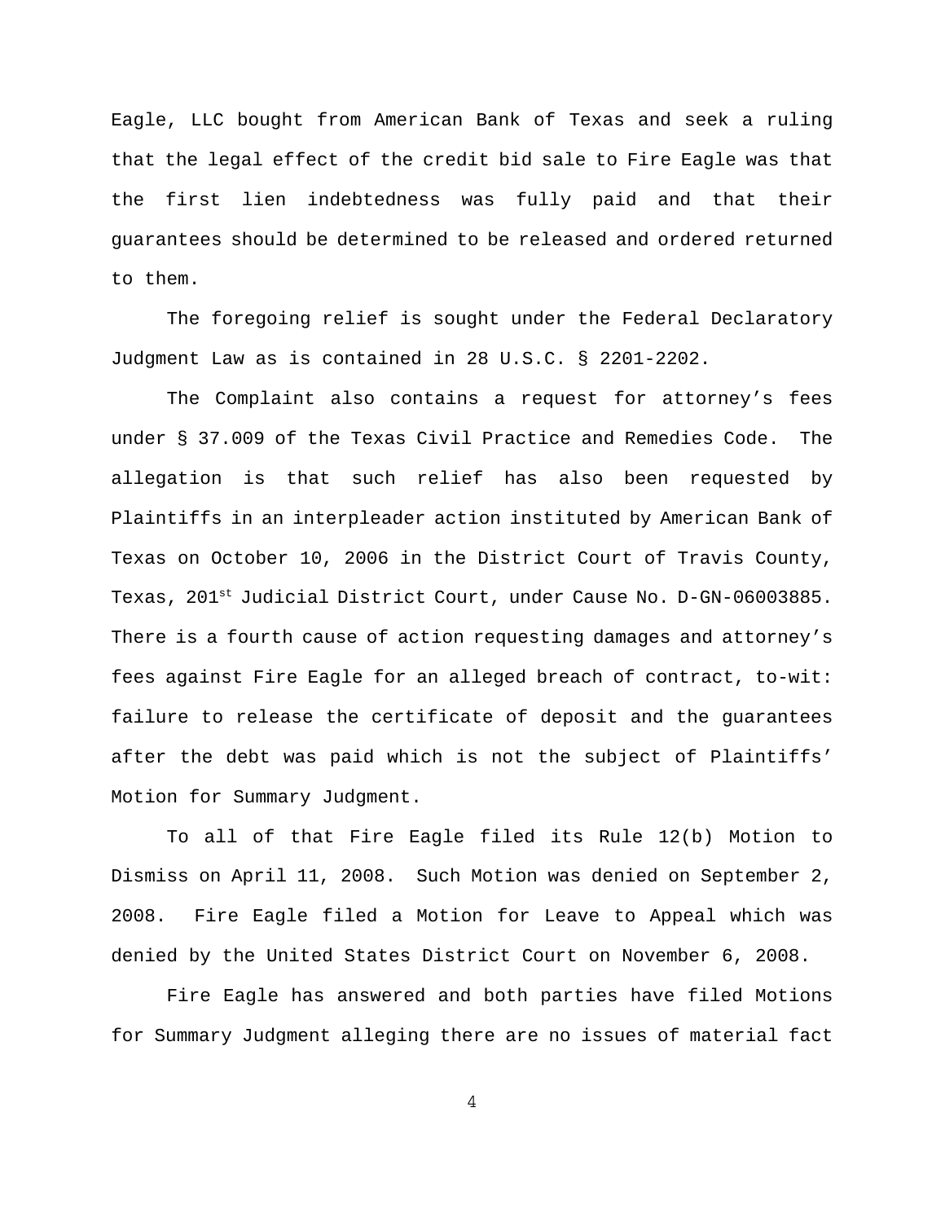Eagle, LLC bought from American Bank of Texas and seek a ruling that the legal effect of the credit bid sale to Fire Eagle was that the first lien indebtedness was fully paid and that their guarantees should be determined to be released and ordered returned to them.

The foregoing relief is sought under the Federal Declaratory Judgment Law as is contained in 28 U.S.C. § 2201-2202.

The Complaint also contains a request for attorney's fees under § 37.009 of the Texas Civil Practice and Remedies Code. The allegation is that such relief has also been requested by Plaintiffs in an interpleader action instituted by American Bank of Texas on October 10, 2006 in the District Court of Travis County, Texas, 201st Judicial District Court, under Cause No. D-GN-06003885. There is a fourth cause of action requesting damages and attorney's fees against Fire Eagle for an alleged breach of contract, to-wit: failure to release the certificate of deposit and the guarantees after the debt was paid which is not the subject of Plaintiffs' Motion for Summary Judgment.

To all of that Fire Eagle filed its Rule 12(b) Motion to Dismiss on April 11, 2008. Such Motion was denied on September 2, 2008. Fire Eagle filed a Motion for Leave to Appeal which was denied by the United States District Court on November 6, 2008.

Fire Eagle has answered and both parties have filed Motions for Summary Judgment alleging there are no issues of material fact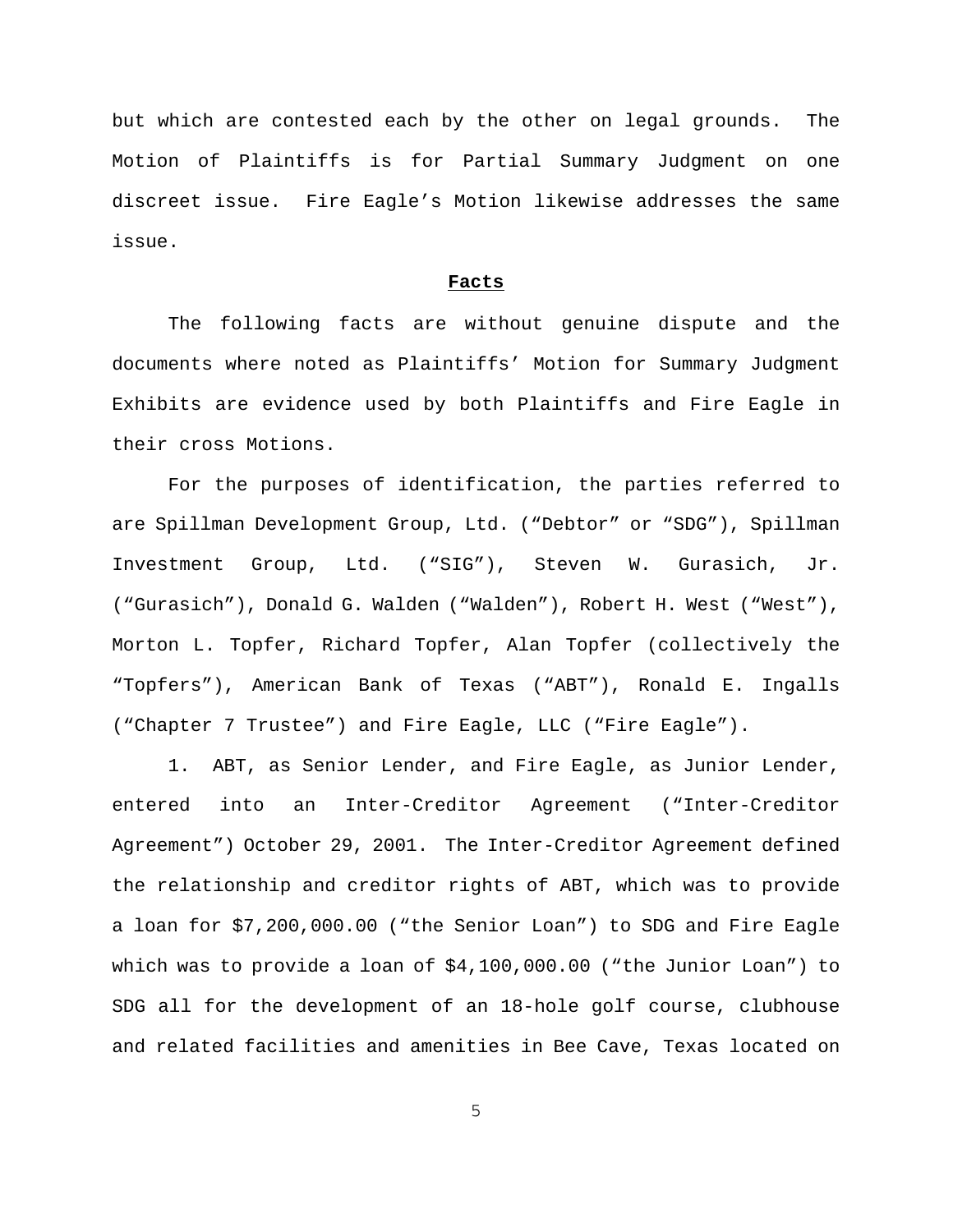but which are contested each by the other on legal grounds. The Motion of Plaintiffs is for Partial Summary Judgment on one discreet issue. Fire Eagle's Motion likewise addresses the same issue.

**Facts**

The following facts are without genuine dispute and the documents where noted as Plaintiffs' Motion for Summary Judgment Exhibits are evidence used by both Plaintiffs and Fire Eagle in their cross Motions.

For the purposes of identification, the parties referred to are Spillman Development Group, Ltd. ("Debtor" or "SDG"), Spillman Investment Group, Ltd. ("SIG"), Steven W. Gurasich, Jr. ("Gurasich"), Donald G. Walden ("Walden"), Robert H. West ("West"), Morton L. Topfer, Richard Topfer, Alan Topfer (collectively the "Topfers"), American Bank of Texas ("ABT"), Ronald E. Ingalls ("Chapter 7 Trustee") and Fire Eagle, LLC ("Fire Eagle").

1. ABT, as Senior Lender, and Fire Eagle, as Junior Lender, entered into an Inter-Creditor Agreement ("Inter-Creditor Agreement") October 29, 2001. The Inter-Creditor Agreement defined the relationship and creditor rights of ABT, which was to provide a loan for $7,200,000.00 ("the Senior Loan") to SDG and Fire Eagle which was to provide a loan of $4,100,000.00 ("the Junior Loan") to SDG all for the development of an 18-hole golf course, clubhouse and related facilities and amenities in Bee Cave, Texas located on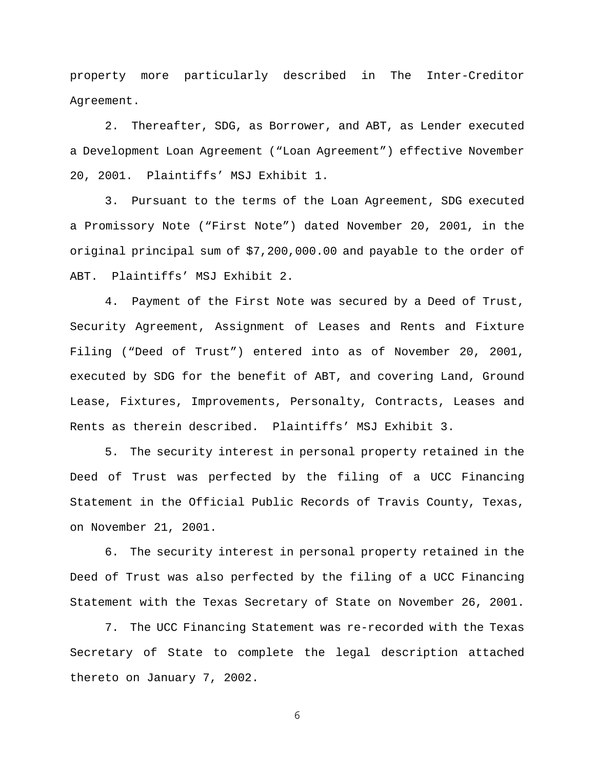property more particularly described in The Inter-Creditor Agreement.

2. Thereafter, SDG, as Borrower, and ABT, as Lender executed a Development Loan Agreement ("Loan Agreement") effective November 20, 2001. Plaintiffs' MSJ Exhibit 1.

3. Pursuant to the terms of the Loan Agreement, SDG executed a Promissory Note ("First Note") dated November 20, 2001, in the original principal sum of $7,200,000.00 and payable to the order of ABT. Plaintiffs' MSJ Exhibit 2.

4. Payment of the First Note was secured by a Deed of Trust, Security Agreement, Assignment of Leases and Rents and Fixture Filing ("Deed of Trust") entered into as of November 20, 2001, executed by SDG for the benefit of ABT, and covering Land, Ground Lease, Fixtures, Improvements, Personalty, Contracts, Leases and Rents as therein described. Plaintiffs' MSJ Exhibit 3.

5. The security interest in personal property retained in the Deed of Trust was perfected by the filing of a UCC Financing Statement in the Official Public Records of Travis County, Texas, on November 21, 2001.

6. The security interest in personal property retained in the Deed of Trust was also perfected by the filing of a UCC Financing Statement with the Texas Secretary of State on November 26, 2001.

7. The UCC Financing Statement was re-recorded with the Texas Secretary of State to complete the legal description attached thereto on January 7, 2002.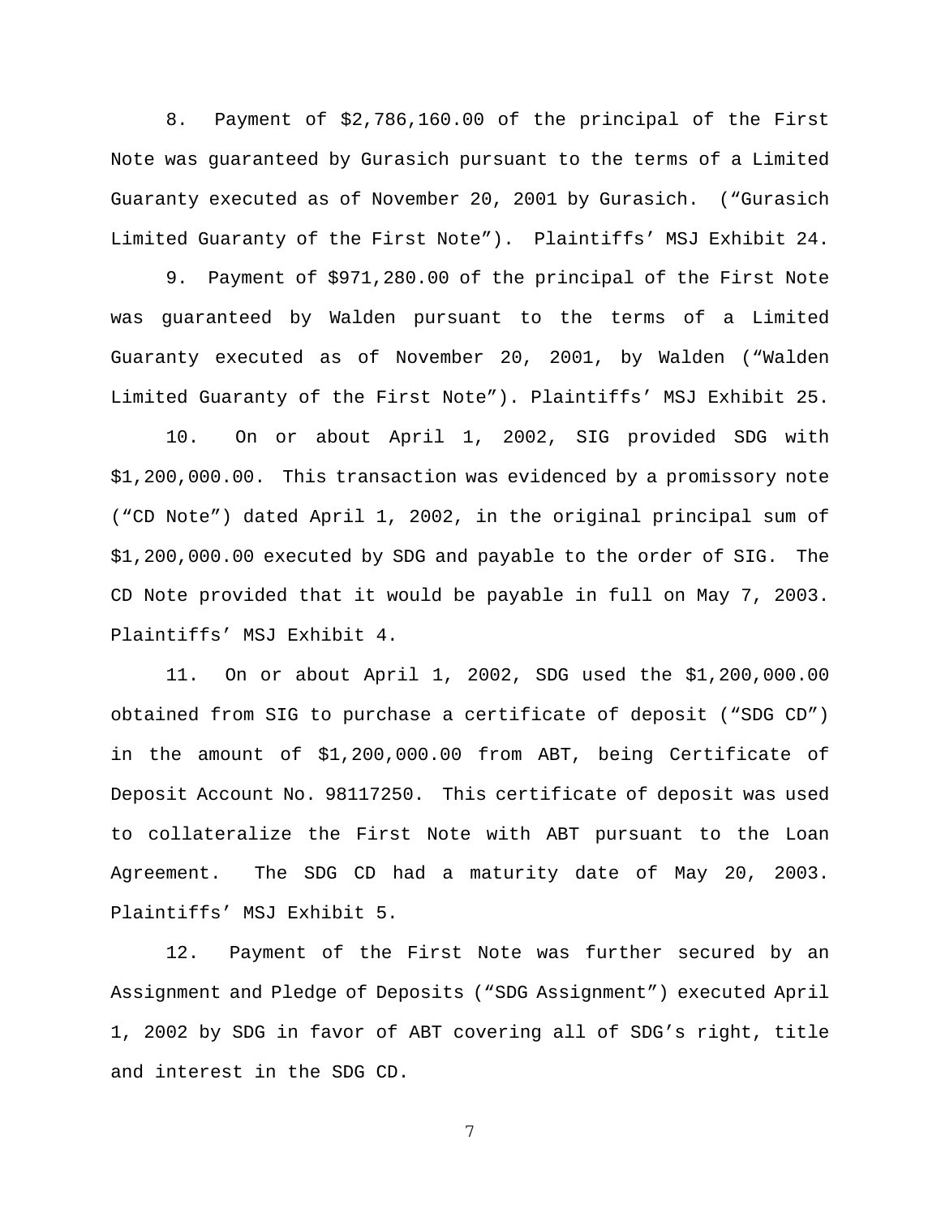8. Payment of $2,786,160.00 of the principal of the First Note was guaranteed by Gurasich pursuant to the terms of a Limited Guaranty executed as of November 20, 2001 by Gurasich. ("Gurasich Limited Guaranty of the First Note"). Plaintiffs' MSJ Exhibit 24.

9. Payment of $971,280.00 of the principal of the First Note was guaranteed by Walden pursuant to the terms of a Limited Guaranty executed as of November 20, 2001, by Walden ("Walden Limited Guaranty of the First Note"). Plaintiffs' MSJ Exhibit 25.

10. On or about April 1, 2002, SIG provided SDG with $1,200,000.00. This transaction was evidenced by a promissory note ("CD Note") dated April 1, 2002, in the original principal sum of $1,200,000.00 executed by SDG and payable to the order of SIG. The CD Note provided that it would be payable in full on May 7, 2003. Plaintiffs' MSJ Exhibit 4.

11. On or about April 1, 2002, SDG used the $1,200,000.00 obtained from SIG to purchase a certificate of deposit ("SDG CD") in the amount of $1,200,000.00 from ABT, being Certificate of Deposit Account No. 98117250. This certificate of deposit was used to collateralize the First Note with ABT pursuant to the Loan Agreement. The SDG CD had a maturity date of May 20, 2003. Plaintiffs' MSJ Exhibit 5.

12. Payment of the First Note was further secured by an Assignment and Pledge of Deposits ("SDG Assignment") executed April 1, 2002 by SDG in favor of ABT covering all of SDG's right, title and interest in the SDG CD.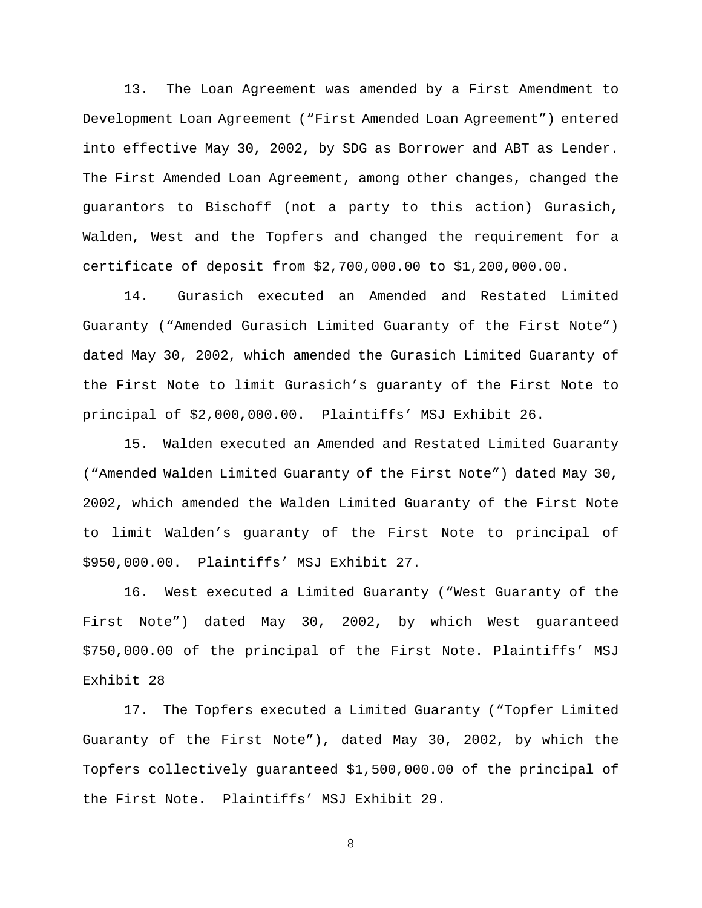13. The Loan Agreement was amended by a First Amendment to Development Loan Agreement ("First Amended Loan Agreement") entered into effective May 30, 2002, by SDG as Borrower and ABT as Lender. The First Amended Loan Agreement, among other changes, changed the guarantors to Bischoff (not a party to this action) Gurasich, Walden, West and the Topfers and changed the requirement for a certificate of deposit from $2,700,000.00 to $1,200,000.00.

14. Gurasich executed an Amended and Restated Limited Guaranty ("Amended Gurasich Limited Guaranty of the First Note") dated May 30, 2002, which amended the Gurasich Limited Guaranty of the First Note to limit Gurasich's guaranty of the First Note to principal of $2,000,000.00. Plaintiffs' MSJ Exhibit 26.

15. Walden executed an Amended and Restated Limited Guaranty ("Amended Walden Limited Guaranty of the First Note") dated May 30, 2002, which amended the Walden Limited Guaranty of the First Note to limit Walden's guaranty of the First Note to principal of $950,000.00. Plaintiffs' MSJ Exhibit 27.

16. West executed a Limited Guaranty ("West Guaranty of the First Note") dated May 30, 2002, by which West guaranteed $750,000.00 of the principal of the First Note. Plaintiffs' MSJ Exhibit 28

17. The Topfers executed a Limited Guaranty ("Topfer Limited Guaranty of the First Note"), dated May 30, 2002, by which the Topfers collectively guaranteed $1,500,000.00 of the principal of the First Note. Plaintiffs' MSJ Exhibit 29.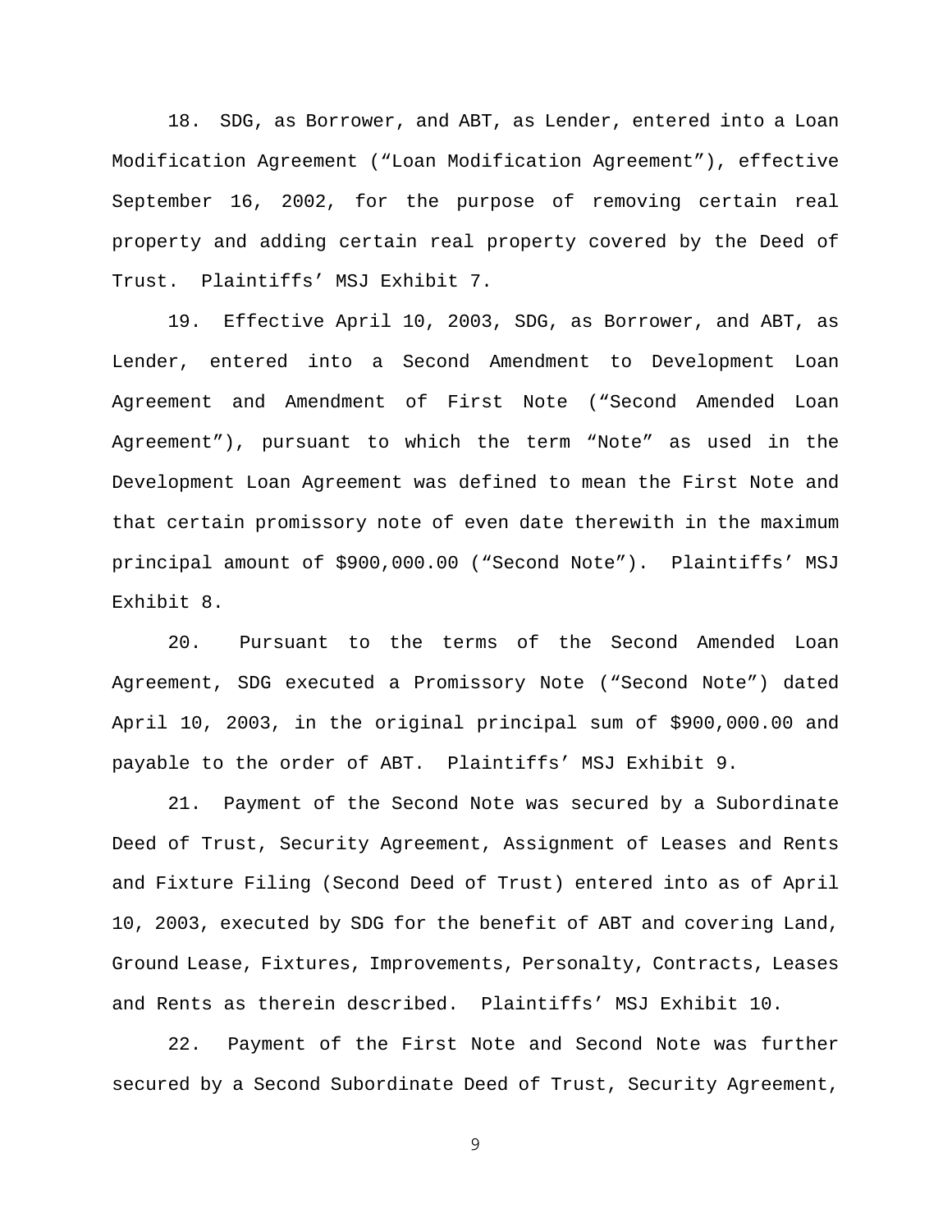18. SDG, as Borrower, and ABT, as Lender, entered into a Loan Modification Agreement ("Loan Modification Agreement"), effective September 16, 2002, for the purpose of removing certain real property and adding certain real property covered by the Deed of Trust. Plaintiffs' MSJ Exhibit 7.

19. Effective April 10, 2003, SDG, as Borrower, and ABT, as Lender, entered into a Second Amendment to Development Loan Agreement and Amendment of First Note ("Second Amended Loan Agreement"), pursuant to which the term "Note" as used in the Development Loan Agreement was defined to mean the First Note and that certain promissory note of even date therewith in the maximum principal amount of $900,000.00 ("Second Note"). Plaintiffs' MSJ Exhibit 8.

20. Pursuant to the terms of the Second Amended Loan Agreement, SDG executed a Promissory Note ("Second Note") dated April 10, 2003, in the original principal sum of $900,000.00 and payable to the order of ABT. Plaintiffs' MSJ Exhibit 9.

21. Payment of the Second Note was secured by a Subordinate Deed of Trust, Security Agreement, Assignment of Leases and Rents and Fixture Filing (Second Deed of Trust) entered into as of April 10, 2003, executed by SDG for the benefit of ABT and covering Land, Ground Lease, Fixtures, Improvements, Personalty, Contracts, Leases and Rents as therein described. Plaintiffs' MSJ Exhibit 10.

22. Payment of the First Note and Second Note was further secured by a Second Subordinate Deed of Trust, Security Agreement,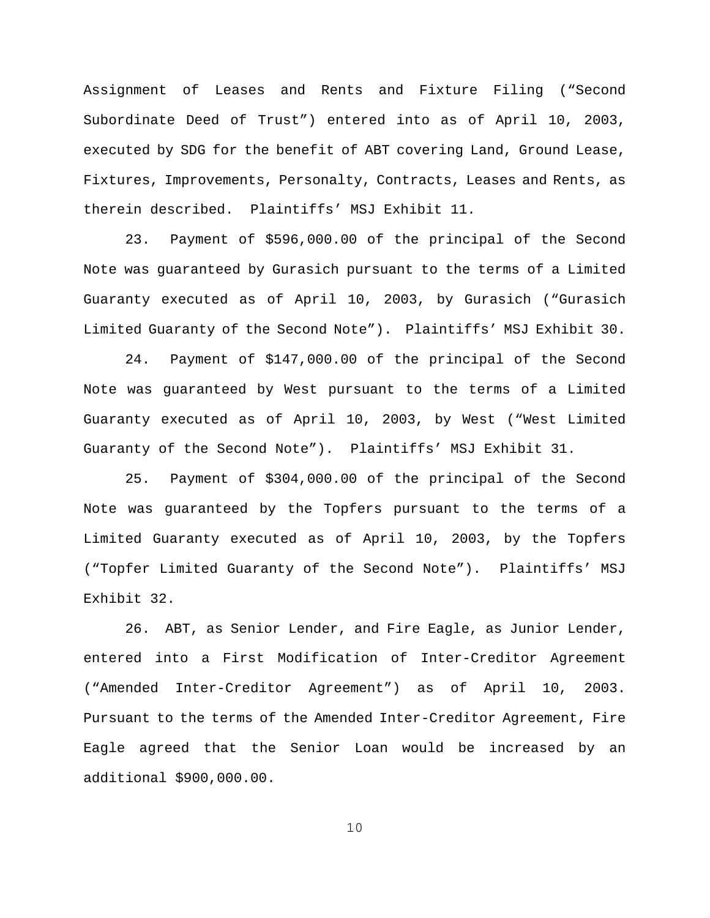Assignment of Leases and Rents and Fixture Filing ("Second Subordinate Deed of Trust") entered into as of April 10, 2003, executed by SDG for the benefit of ABT covering Land, Ground Lease, Fixtures, Improvements, Personalty, Contracts, Leases and Rents, as therein described. Plaintiffs' MSJ Exhibit 11.

23. Payment of $596,000.00 of the principal of the Second Note was guaranteed by Gurasich pursuant to the terms of a Limited Guaranty executed as of April 10, 2003, by Gurasich ("Gurasich Limited Guaranty of the Second Note"). Plaintiffs' MSJ Exhibit 30.

24. Payment of $147,000.00 of the principal of the Second Note was guaranteed by West pursuant to the terms of a Limited Guaranty executed as of April 10, 2003, by West ("West Limited Guaranty of the Second Note"). Plaintiffs' MSJ Exhibit 31.

25. Payment of $304,000.00 of the principal of the Second Note was guaranteed by the Topfers pursuant to the terms of a Limited Guaranty executed as of April 10, 2003, by the Topfers ("Topfer Limited Guaranty of the Second Note"). Plaintiffs' MSJ Exhibit 32.

26. ABT, as Senior Lender, and Fire Eagle, as Junior Lender, entered into a First Modification of Inter-Creditor Agreement ("Amended Inter-Creditor Agreement") as of April 10, 2003. Pursuant to the terms of the Amended Inter-Creditor Agreement, Fire Eagle agreed that the Senior Loan would be increased by an additional $900,000.00.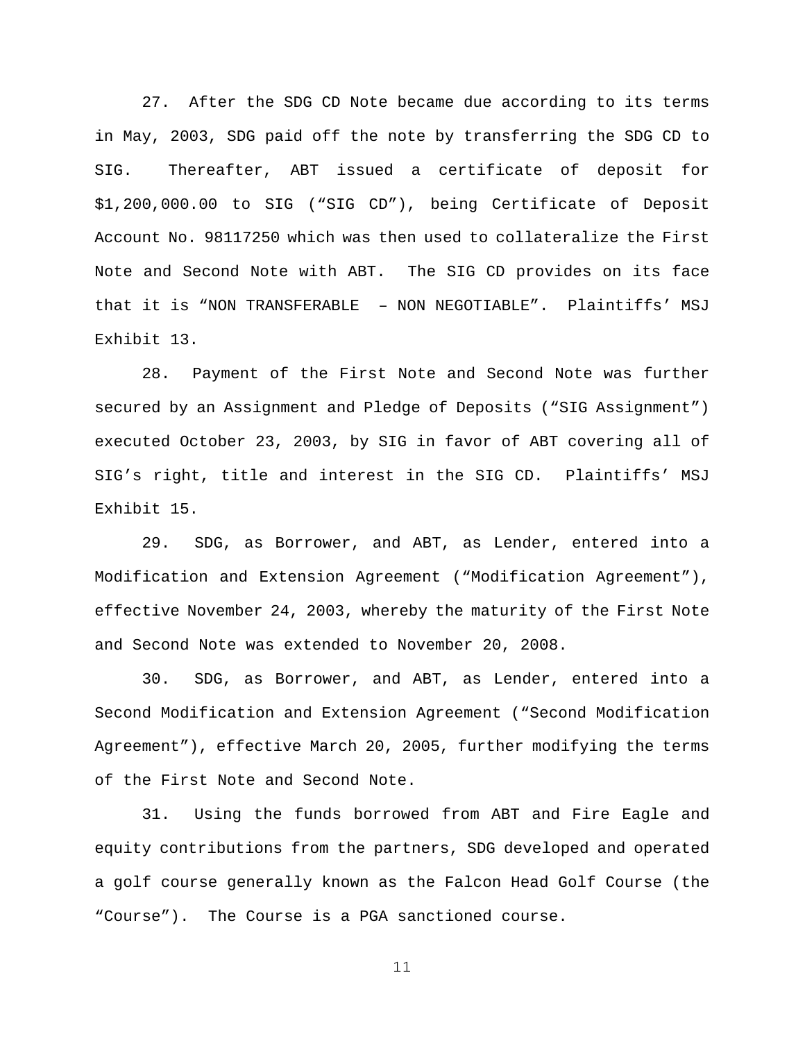27. After the SDG CD Note became due according to its terms in May, 2003, SDG paid off the note by transferring the SDG CD to SIG. Thereafter, ABT issued a certificate of deposit for $1,200,000.00 to SIG ("SIG CD"), being Certificate of Deposit Account No. 98117250 which was then used to collateralize the First Note and Second Note with ABT. The SIG CD provides on its face that it is "NON TRANSFERABLE – NON NEGOTIABLE". Plaintiffs' MSJ Exhibit 13.

28. Payment of the First Note and Second Note was further secured by an Assignment and Pledge of Deposits ("SIG Assignment") executed October 23, 2003, by SIG in favor of ABT covering all of SIG's right, title and interest in the SIG CD. Plaintiffs' MSJ Exhibit 15.

29. SDG, as Borrower, and ABT, as Lender, entered into a Modification and Extension Agreement ("Modification Agreement"), effective November 24, 2003, whereby the maturity of the First Note and Second Note was extended to November 20, 2008.

30. SDG, as Borrower, and ABT, as Lender, entered into a Second Modification and Extension Agreement ("Second Modification Agreement"), effective March 20, 2005, further modifying the terms of the First Note and Second Note.

31. Using the funds borrowed from ABT and Fire Eagle and equity contributions from the partners, SDG developed and operated a golf course generally known as the Falcon Head Golf Course (the "Course"). The Course is a PGA sanctioned course.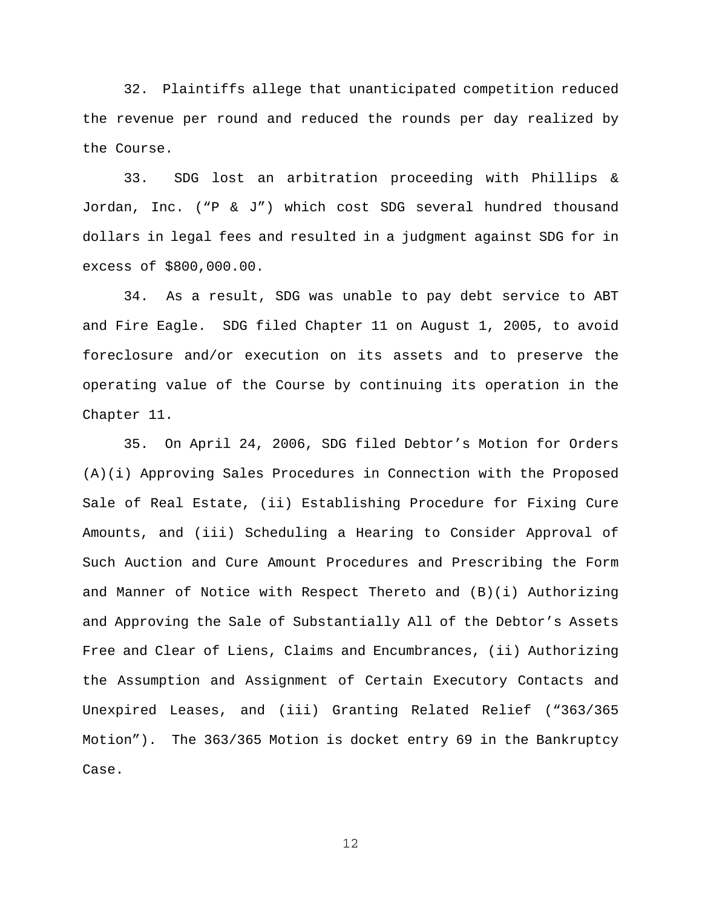32. Plaintiffs allege that unanticipated competition reduced the revenue per round and reduced the rounds per day realized by the Course.

33. SDG lost an arbitration proceeding with Phillips & Jordan, Inc. ("P & J") which cost SDG several hundred thousand dollars in legal fees and resulted in a judgment against SDG for in excess of $800,000.00.

34. As a result, SDG was unable to pay debt service to ABT and Fire Eagle. SDG filed Chapter 11 on August 1, 2005, to avoid foreclosure and/or execution on its assets and to preserve the operating value of the Course by continuing its operation in the Chapter 11.

35. On April 24, 2006, SDG filed Debtor's Motion for Orders (A)(i) Approving Sales Procedures in Connection with the Proposed Sale of Real Estate, (ii) Establishing Procedure for Fixing Cure Amounts, and (iii) Scheduling a Hearing to Consider Approval of Such Auction and Cure Amount Procedures and Prescribing the Form and Manner of Notice with Respect Thereto and (B)(i) Authorizing and Approving the Sale of Substantially All of the Debtor's Assets Free and Clear of Liens, Claims and Encumbrances, (ii) Authorizing the Assumption and Assignment of Certain Executory Contacts and Unexpired Leases, and (iii) Granting Related Relief ("363/365 Motion"). The 363/365 Motion is docket entry 69 in the Bankruptcy Case.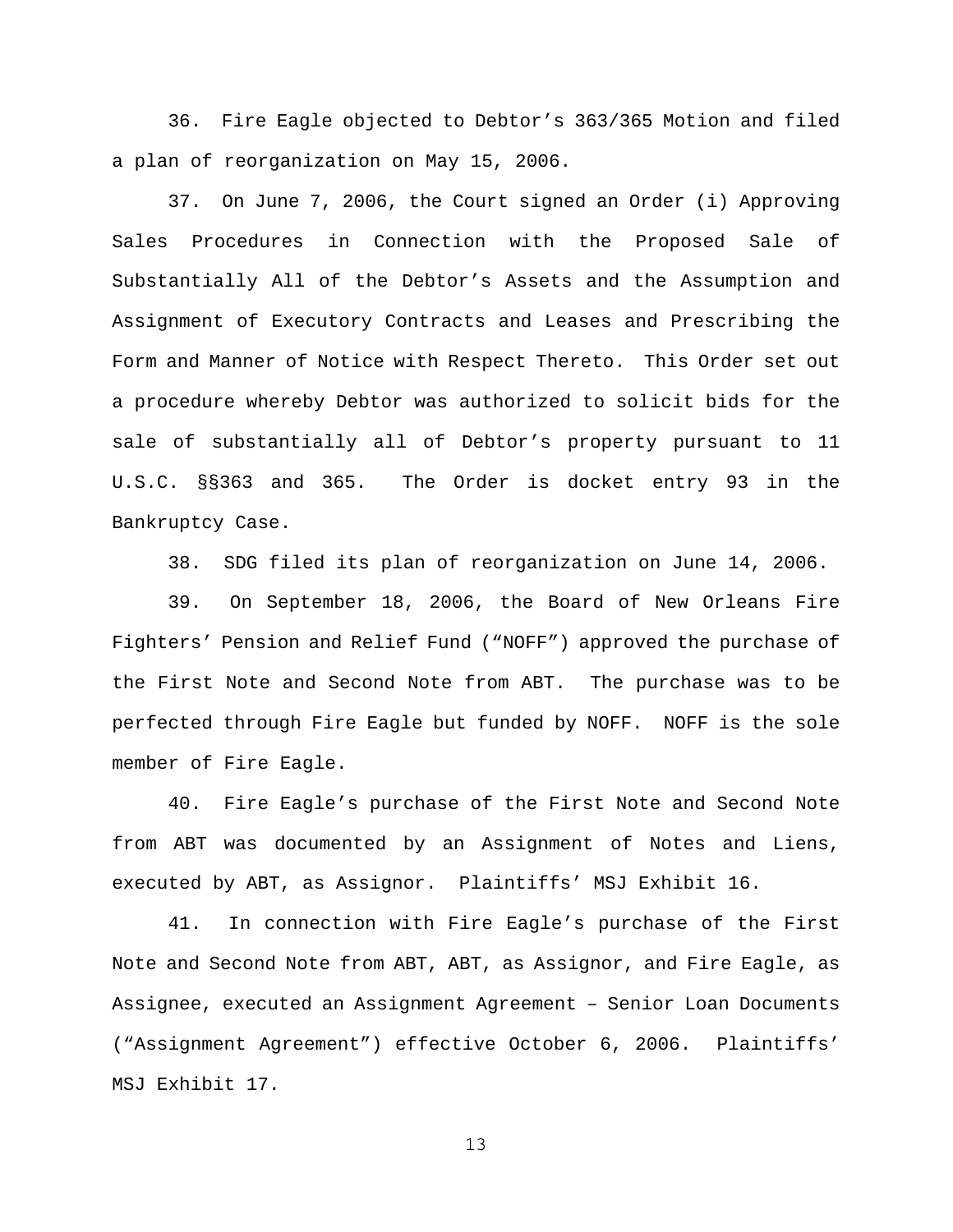36. Fire Eagle objected to Debtor's 363/365 Motion and filed a plan of reorganization on May 15, 2006.

37. On June 7, 2006, the Court signed an Order (i) Approving Sales Procedures in Connection with the Proposed Sale of Substantially All of the Debtor's Assets and the Assumption and Assignment of Executory Contracts and Leases and Prescribing the Form and Manner of Notice with Respect Thereto. This Order set out a procedure whereby Debtor was authorized to solicit bids for the sale of substantially all of Debtor's property pursuant to 11 U.S.C. §§363 and 365. The Order is docket entry 93 in the Bankruptcy Case.

38. SDG filed its plan of reorganization on June 14, 2006.

39. On September 18, 2006, the Board of New Orleans Fire Fighters' Pension and Relief Fund ("NOFF") approved the purchase of the First Note and Second Note from ABT. The purchase was to be perfected through Fire Eagle but funded by NOFF. NOFF is the sole member of Fire Eagle.

40. Fire Eagle's purchase of the First Note and Second Note from ABT was documented by an Assignment of Notes and Liens, executed by ABT, as Assignor. Plaintiffs' MSJ Exhibit 16.

41. In connection with Fire Eagle's purchase of the First Note and Second Note from ABT, ABT, as Assignor, and Fire Eagle, as Assignee, executed an Assignment Agreement – Senior Loan Documents ("Assignment Agreement") effective October 6, 2006. Plaintiffs' MSJ Exhibit 17.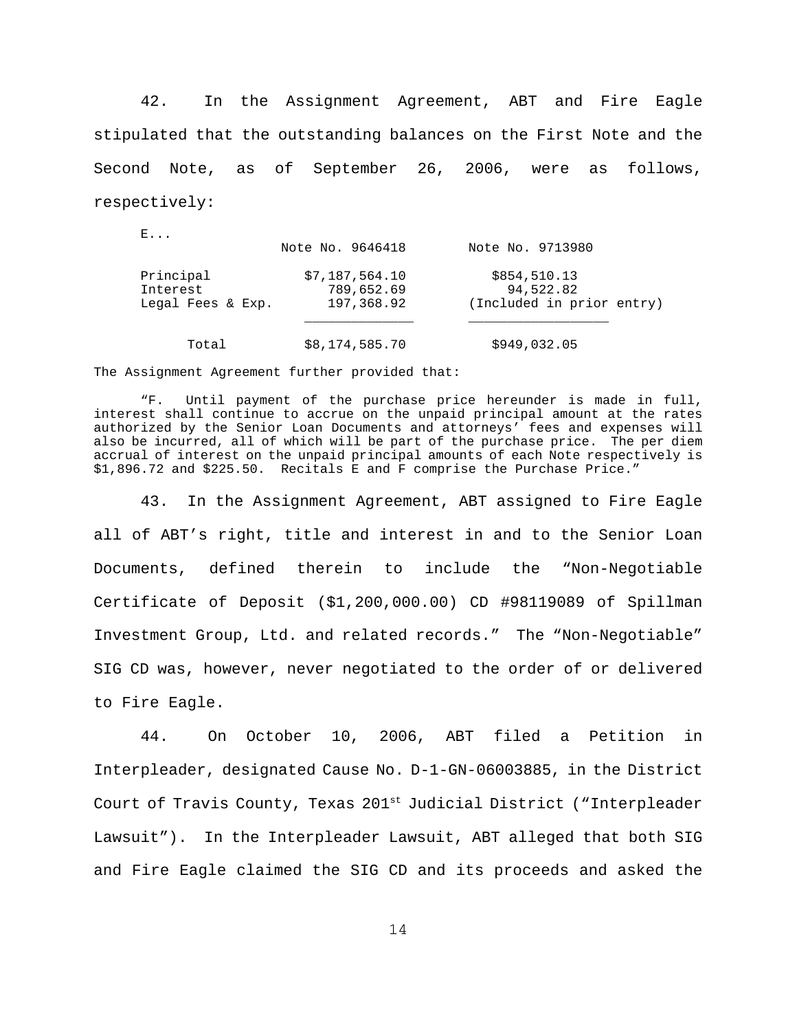42. In the Assignment Agreement, ABT and Fire Eagle stipulated that the outstanding balances on the First Note and the Second Note, as of September 26, 2006, were as follows, respectively:

E...

| | Note No. 9646418 | Note No. 9713980 |
|---|---|---|
| Principal | $7,187,564.10 | $854,510.13 |
| Interest | 789,652.69 | 94,522.82 |
| Legal Fees & Exp. | 197,368.92 | (Included in prior entry) |
| Total | $8,174,585.70 | $949,032.05 |

The Assignment Agreement further provided that:

> "F. Until payment of the purchase price hereunder is made in full, interest shall continue to accrue on the unpaid principal amount at the rates authorized by the Senior Loan Documents and attorneys' fees and expenses will also be incurred, all of which will be part of the purchase price. The per diem accrual of interest on the unpaid principal amounts of each Note respectively is $1,896.72 and $225.50. Recitals E and F comprise the Purchase Price."

43. In the Assignment Agreement, ABT assigned to Fire Eagle all of ABT's right, title and interest in and to the Senior Loan Documents, defined therein to include the "Non-Negotiable Certificate of Deposit ($1,200,000.00) CD #98119089 of Spillman Investment Group, Ltd. and related records." The "Non-Negotiable" SIG CD was, however, never negotiated to the order of or delivered to Fire Eagle.

44. On October 10, 2006, ABT filed a Petition in Interpleader, designated Cause No. D-1-GN-06003885, in the District Court of Travis County, Texas 201st Judicial District ("Interpleader Lawsuit"). In the Interpleader Lawsuit, ABT alleged that both SIG and Fire Eagle claimed the SIG CD and its proceeds and asked the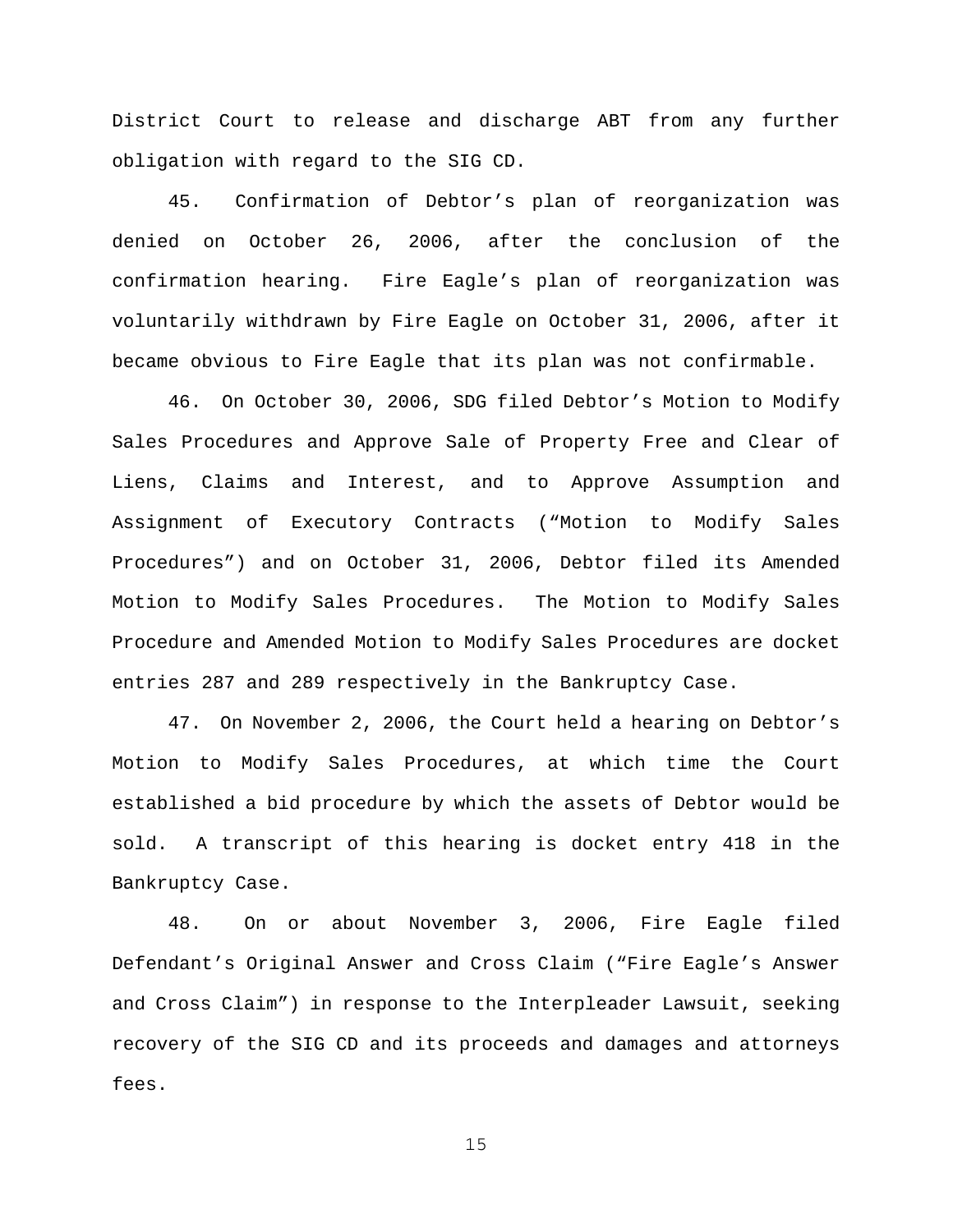District Court to release and discharge ABT from any further obligation with regard to the SIG CD.

45. Confirmation of Debtor's plan of reorganization was denied on October 26, 2006, after the conclusion of the confirmation hearing. Fire Eagle's plan of reorganization was voluntarily withdrawn by Fire Eagle on October 31, 2006, after it became obvious to Fire Eagle that its plan was not confirmable.

46. On October 30, 2006, SDG filed Debtor's Motion to Modify Sales Procedures and Approve Sale of Property Free and Clear of Liens, Claims and Interest, and to Approve Assumption and Assignment of Executory Contracts ("Motion to Modify Sales Procedures") and on October 31, 2006, Debtor filed its Amended Motion to Modify Sales Procedures. The Motion to Modify Sales Procedure and Amended Motion to Modify Sales Procedures are docket entries 287 and 289 respectively in the Bankruptcy Case.

47. On November 2, 2006, the Court held a hearing on Debtor's Motion to Modify Sales Procedures, at which time the Court established a bid procedure by which the assets of Debtor would be sold. A transcript of this hearing is docket entry 418 in the Bankruptcy Case.

48. On or about November 3, 2006, Fire Eagle filed Defendant's Original Answer and Cross Claim ("Fire Eagle's Answer and Cross Claim") in response to the Interpleader Lawsuit, seeking recovery of the SIG CD and its proceeds and damages and attorneys fees.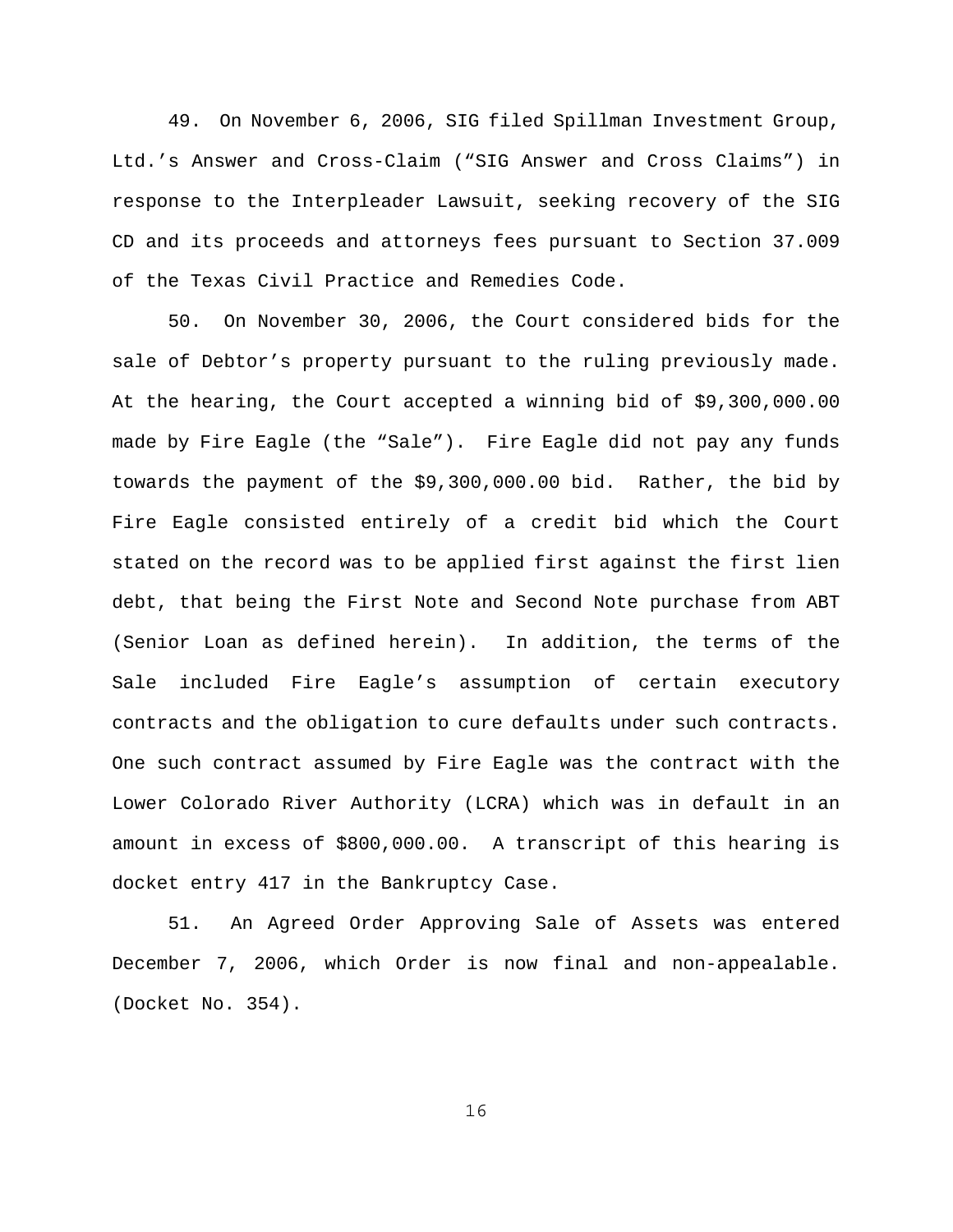49. On November 6, 2006, SIG filed Spillman Investment Group, Ltd.'s Answer and Cross-Claim ("SIG Answer and Cross Claims") in response to the Interpleader Lawsuit, seeking recovery of the SIG CD and its proceeds and attorneys fees pursuant to Section 37.009 of the Texas Civil Practice and Remedies Code.

50. On November 30, 2006, the Court considered bids for the sale of Debtor's property pursuant to the ruling previously made. At the hearing, the Court accepted a winning bid of $9,300,000.00 made by Fire Eagle (the "Sale"). Fire Eagle did not pay any funds towards the payment of the $9,300,000.00 bid. Rather, the bid by Fire Eagle consisted entirely of a credit bid which the Court stated on the record was to be applied first against the first lien debt, that being the First Note and Second Note purchase from ABT (Senior Loan as defined herein). In addition, the terms of the Sale included Fire Eagle's assumption of certain executory contracts and the obligation to cure defaults under such contracts. One such contract assumed by Fire Eagle was the contract with the Lower Colorado River Authority (LCRA) which was in default in an amount in excess of $800,000.00. A transcript of this hearing is docket entry 417 in the Bankruptcy Case.

51. An Agreed Order Approving Sale of Assets was entered December 7, 2006, which Order is now final and non-appealable. (Docket No. 354).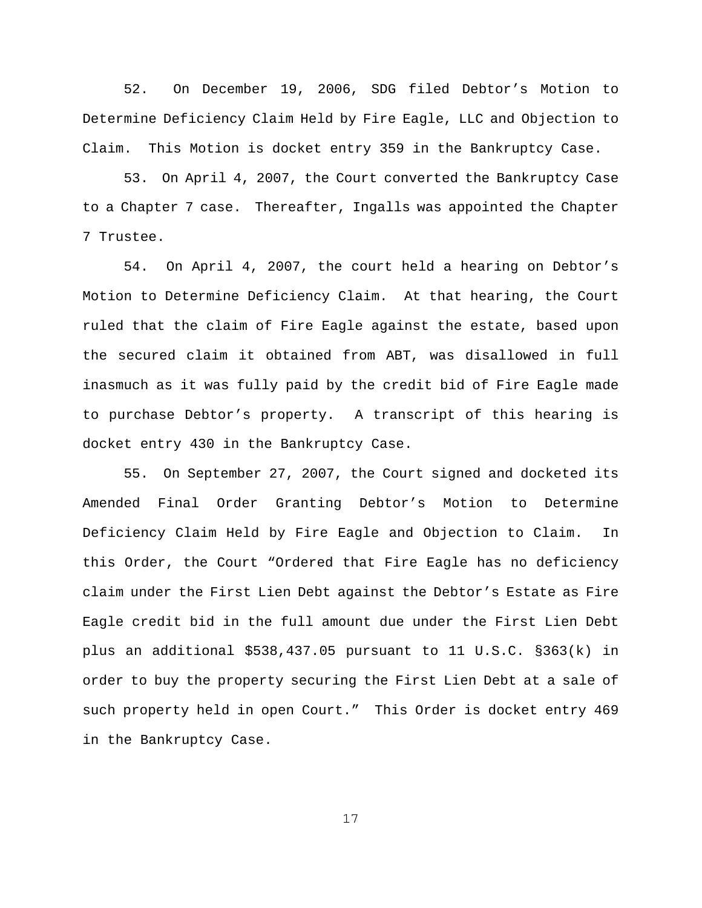52. On December 19, 2006, SDG filed Debtor’s Motion to Determine Deficiency Claim Held by Fire Eagle, LLC and Objection to Claim. This Motion is docket entry 359 in the Bankruptcy Case.

53. On April 4, 2007, the Court converted the Bankruptcy Case to a Chapter 7 case. Thereafter, Ingalls was appointed the Chapter 7 Trustee.

54. On April 4, 2007, the court held a hearing on Debtor’s Motion to Determine Deficiency Claim. At that hearing, the Court ruled that the claim of Fire Eagle against the estate, based upon the secured claim it obtained from ABT, was disallowed in full inasmuch as it was fully paid by the credit bid of Fire Eagle made to purchase Debtor’s property. A transcript of this hearing is docket entry 430 in the Bankruptcy Case.

55. On September 27, 2007, the Court signed and docketed its Amended Final Order Granting Debtor’s Motion to Determine Deficiency Claim Held by Fire Eagle and Objection to Claim. In this Order, the Court “Ordered that Fire Eagle has no deficiency claim under the First Lien Debt against the Debtor’s Estate as Fire Eagle credit bid in the full amount due under the First Lien Debt plus an additional $538,437.05 pursuant to 11 U.S.C. §363(k) in order to buy the property securing the First Lien Debt at a sale of such property held in open Court.” This Order is docket entry 469 in the Bankruptcy Case.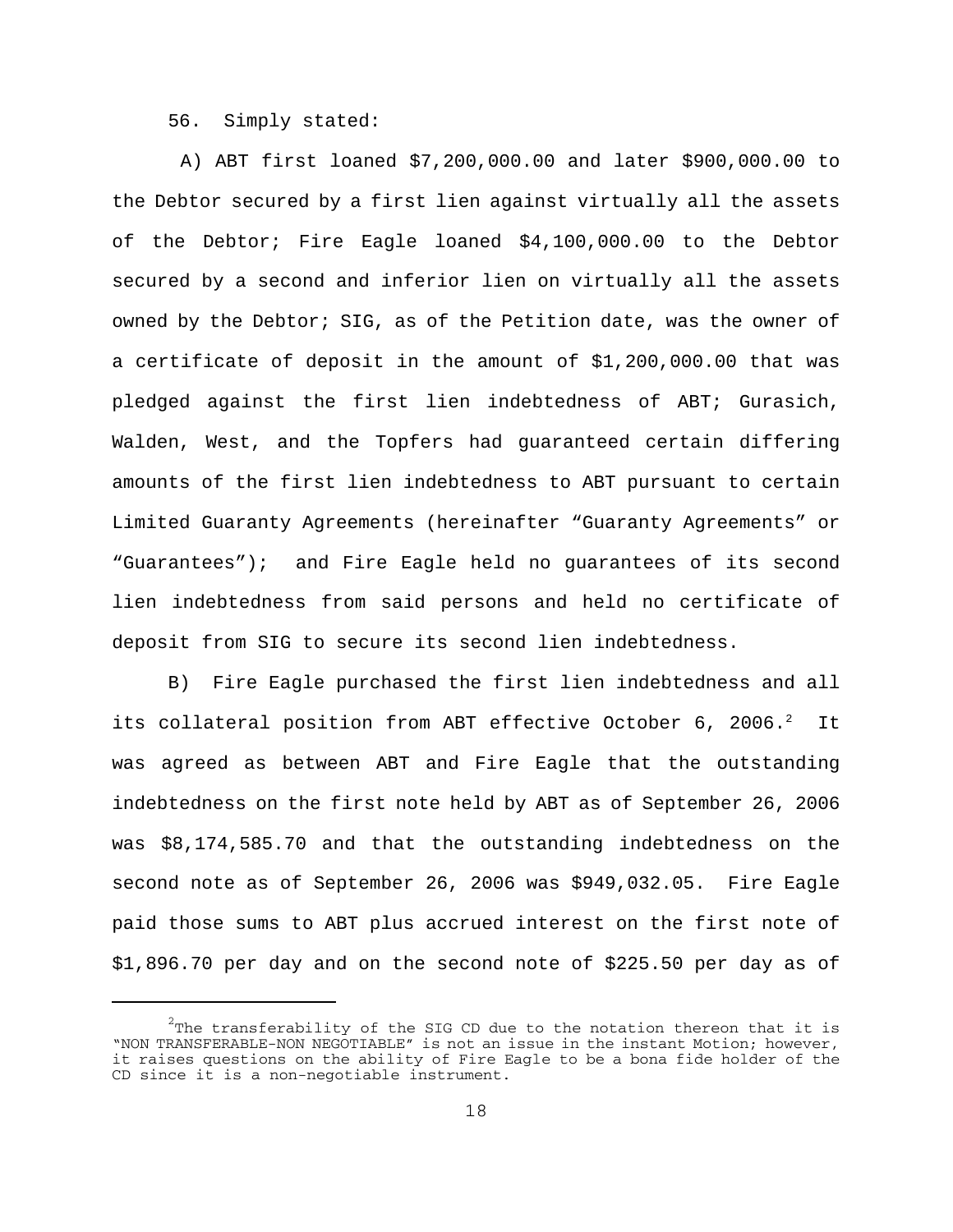56. Simply stated:

A) ABT first loaned $7,200,000.00 and later $900,000.00 to the Debtor secured by a first lien against virtually all the assets of the Debtor; Fire Eagle loaned $4,100,000.00 to the Debtor secured by a second and inferior lien on virtually all the assets owned by the Debtor; SIG, as of the Petition date, was the owner of a certificate of deposit in the amount of $1,200,000.00 that was pledged against the first lien indebtedness of ABT; Gurasich, Walden, West, and the Topfers had guaranteed certain differing amounts of the first lien indebtedness to ABT pursuant to certain Limited Guaranty Agreements (hereinafter "Guaranty Agreements" or "Guarantees"); and Fire Eagle held no guarantees of its second lien indebtedness from said persons and held no certificate of deposit from SIG to secure its second lien indebtedness.

B) Fire Eagle purchased the first lien indebtedness and all its collateral position from ABT effective October 6, 2006.[2] It was agreed as between ABT and Fire Eagle that the outstanding indebtedness on the first note held by ABT as of September 26, 2006 was $8,174,585.70 and that the outstanding indebtedness on the second note as of September 26, 2006 was $949,032.05. Fire Eagle paid those sums to ABT plus accrued interest on the first note of $1,896.70 per day and on the second note of $225.50 per day as of

[2] The transferability of the SIG CD due to the notation thereon that it is "NON TRANSFERABLE-NON NEGOTIABLE" is not an issue in the instant Motion; however, it raises questions on the ability of Fire Eagle to be a bona fide holder of the CD since it is a non-negotiable instrument.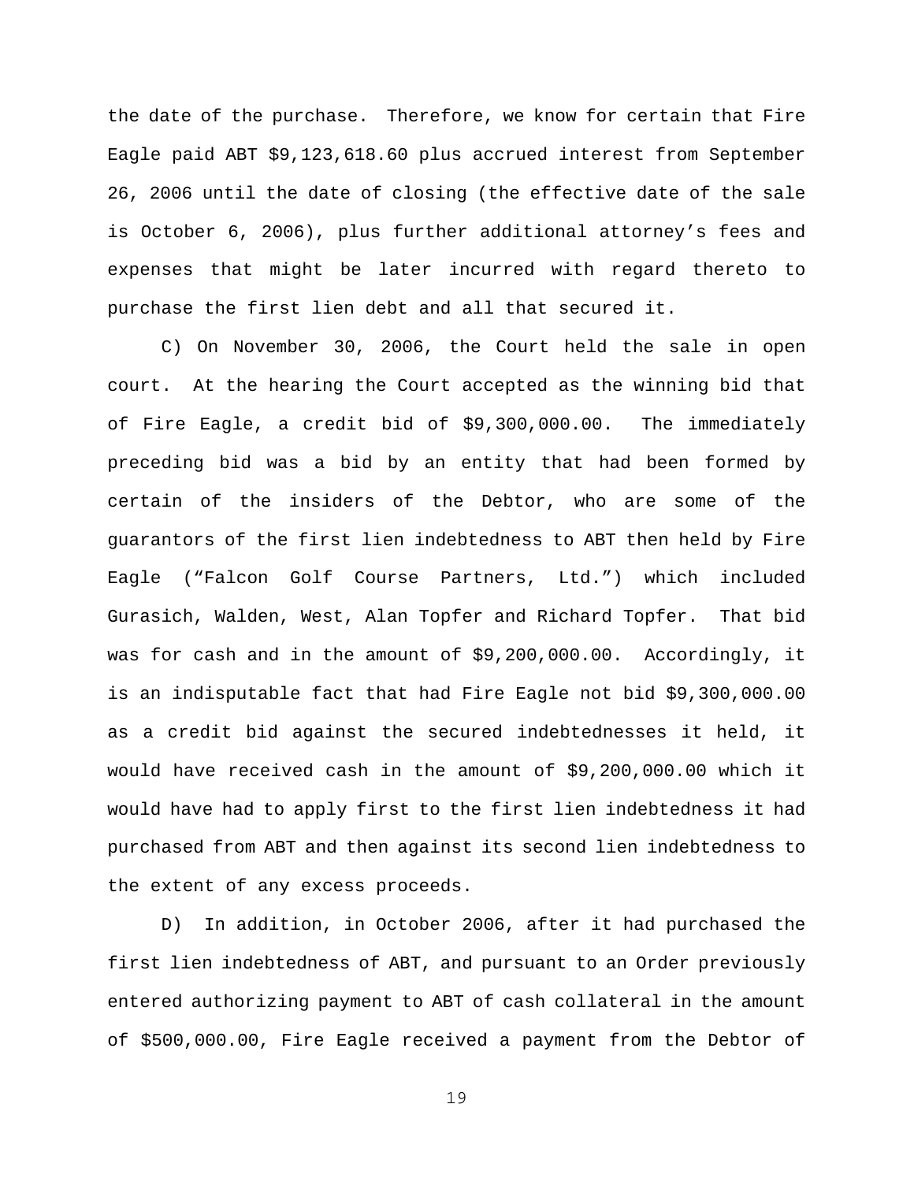the date of the purchase. Therefore, we know for certain that Fire Eagle paid ABT $9,123,618.60 plus accrued interest from September 26, 2006 until the date of closing (the effective date of the sale is October 6, 2006), plus further additional attorney's fees and expenses that might be later incurred with regard thereto to purchase the first lien debt and all that secured it.

C) On November 30, 2006, the Court held the sale in open court. At the hearing the Court accepted as the winning bid that of Fire Eagle, a credit bid of $9,300,000.00. The immediately preceding bid was a bid by an entity that had been formed by certain of the insiders of the Debtor, who are some of the guarantors of the first lien indebtedness to ABT then held by Fire Eagle ("Falcon Golf Course Partners, Ltd.") which included Gurasich, Walden, West, Alan Topfer and Richard Topfer. That bid was for cash and in the amount of $9,200,000.00. Accordingly, it is an indisputable fact that had Fire Eagle not bid $9,300,000.00 as a credit bid against the secured indebtednesses it held, it would have received cash in the amount of $9,200,000.00 which it would have had to apply first to the first lien indebtedness it had purchased from ABT and then against its second lien indebtedness to the extent of any excess proceeds.

D) In addition, in October 2006, after it had purchased the first lien indebtedness of ABT, and pursuant to an Order previously entered authorizing payment to ABT of cash collateral in the amount of $500,000.00, Fire Eagle received a payment from the Debtor of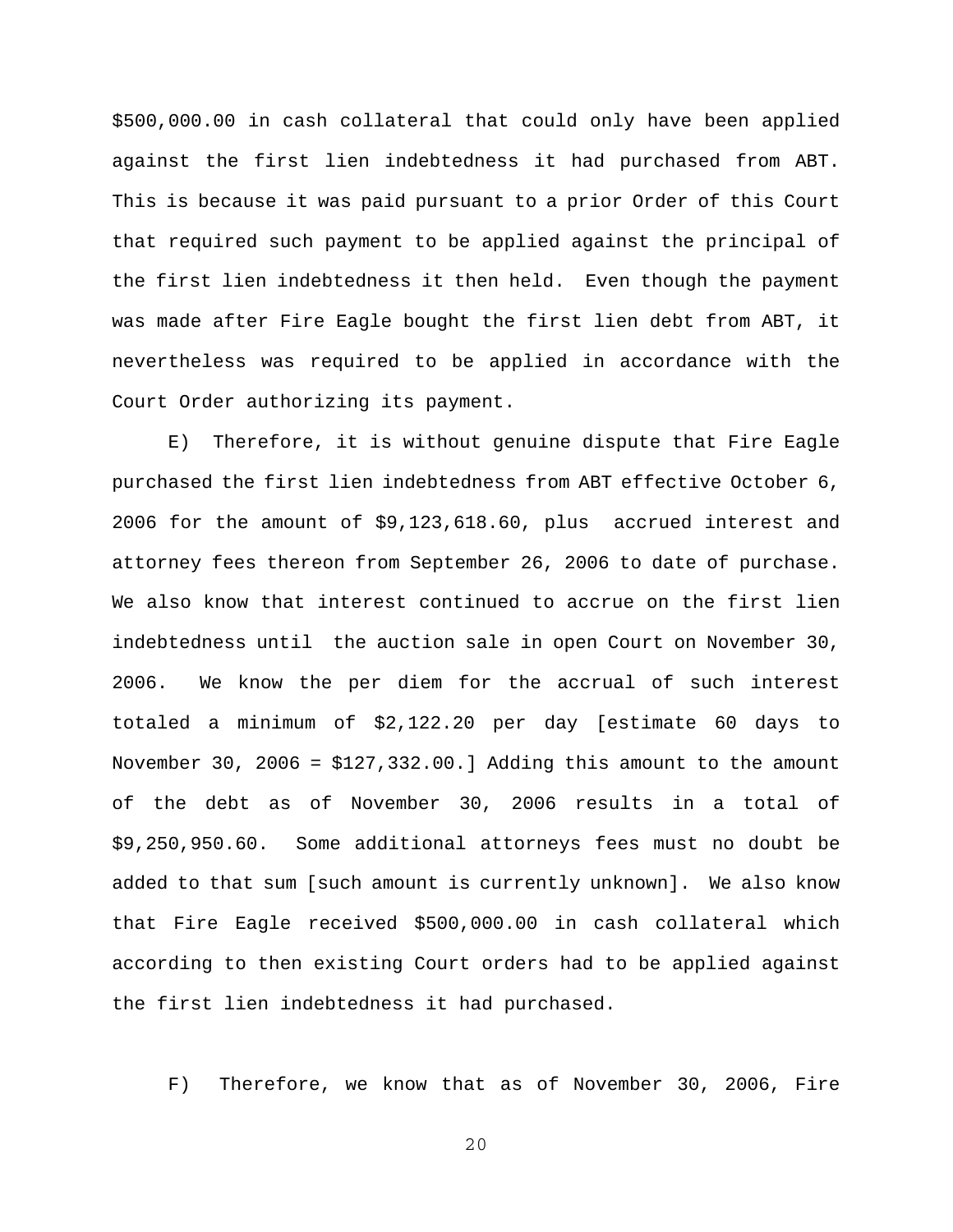$500,000.00 in cash collateral that could only have been applied against the first lien indebtedness it had purchased from ABT. This is because it was paid pursuant to a prior Order of this Court that required such payment to be applied against the principal of the first lien indebtedness it then held. Even though the payment was made after Fire Eagle bought the first lien debt from ABT, it nevertheless was required to be applied in accordance with the Court Order authorizing its payment.

E) Therefore, it is without genuine dispute that Fire Eagle purchased the first lien indebtedness from ABT effective October 6, 2006 for the amount of $9,123,618.60, plus accrued interest and attorney fees thereon from September 26, 2006 to date of purchase. We also know that interest continued to accrue on the first lien indebtedness until the auction sale in open Court on November 30, 2006. We know the per diem for the accrual of such interest totaled a minimum of $2,122.20 per day [estimate 60 days to November 30, 2006 = $127,332.00.] Adding this amount to the amount of the debt as of November 30, 2006 results in a total of $9,250,950.60. Some additional attorneys fees must no doubt be added to that sum [such amount is currently unknown]. We also know that Fire Eagle received $500,000.00 in cash collateral which according to then existing Court orders had to be applied against the first lien indebtedness it had purchased.

F) Therefore, we know that as of November 30, 2006, Fire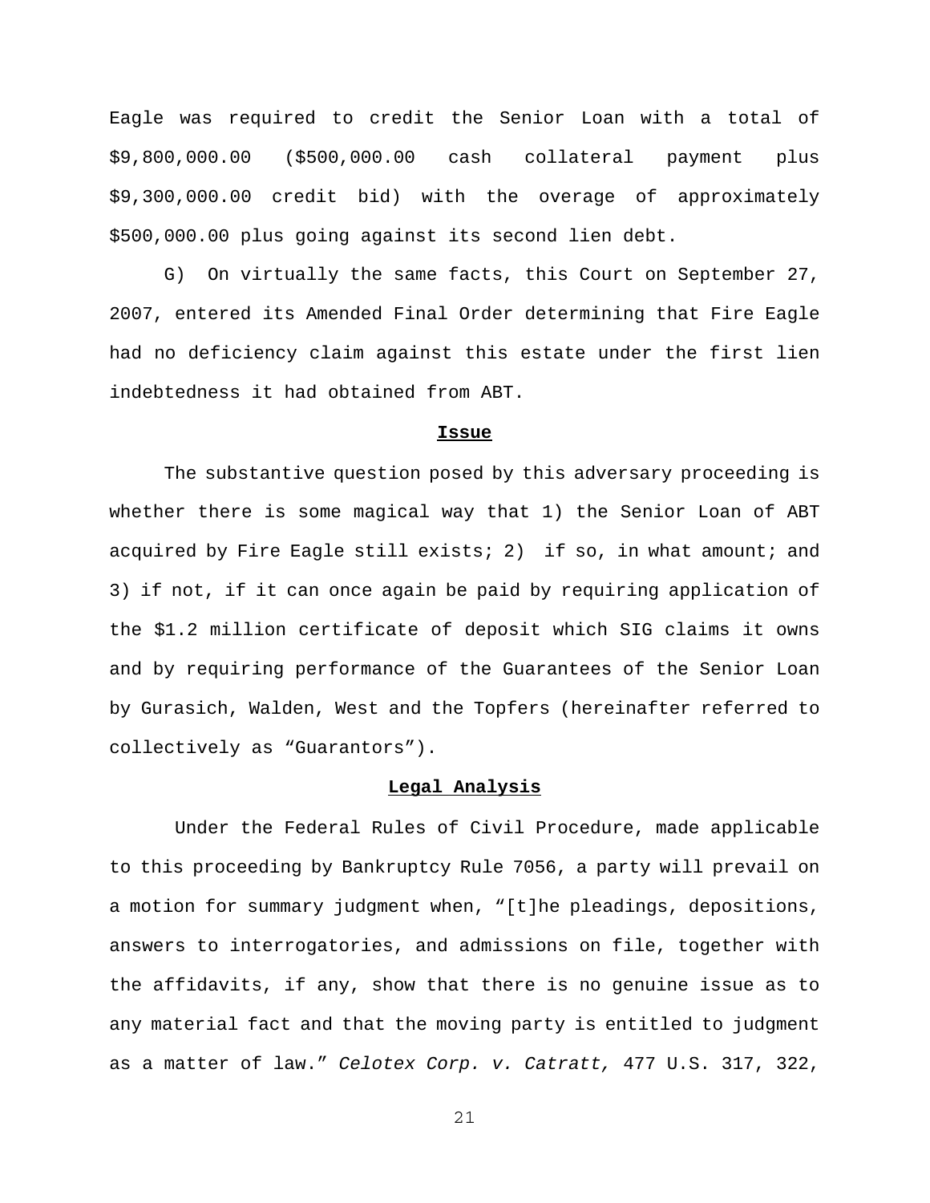Eagle was required to credit the Senior Loan with a total of $9,800,000.00 ($500,000.00 cash collateral payment plus $9,300,000.00 credit bid) with the overage of approximately $500,000.00 plus going against its second lien debt.

G) On virtually the same facts, this Court on September 27, 2007, entered its Amended Final Order determining that Fire Eagle had no deficiency claim against this estate under the first lien indebtedness it had obtained from ABT.

**Issue**

The substantive question posed by this adversary proceeding is whether there is some magical way that 1) the Senior Loan of ABT acquired by Fire Eagle still exists; 2) if so, in what amount; and 3) if not, if it can once again be paid by requiring application of the $1.2 million certificate of deposit which SIG claims it owns and by requiring performance of the Guarantees of the Senior Loan by Gurasich, Walden, West and the Topfers (hereinafter referred to collectively as "Guarantors").

**Legal Analysis**

Under the Federal Rules of Civil Procedure, made applicable to this proceeding by Bankruptcy Rule 7056, a party will prevail on a motion for summary judgment when, "[t]he pleadings, depositions, answers to interrogatories, and admissions on file, together with the affidavits, if any, show that there is no genuine issue as to any material fact and that the moving party is entitled to judgment as a matter of law." *Celotex Corp. v. Catratt,* 477 U.S. 317, 322,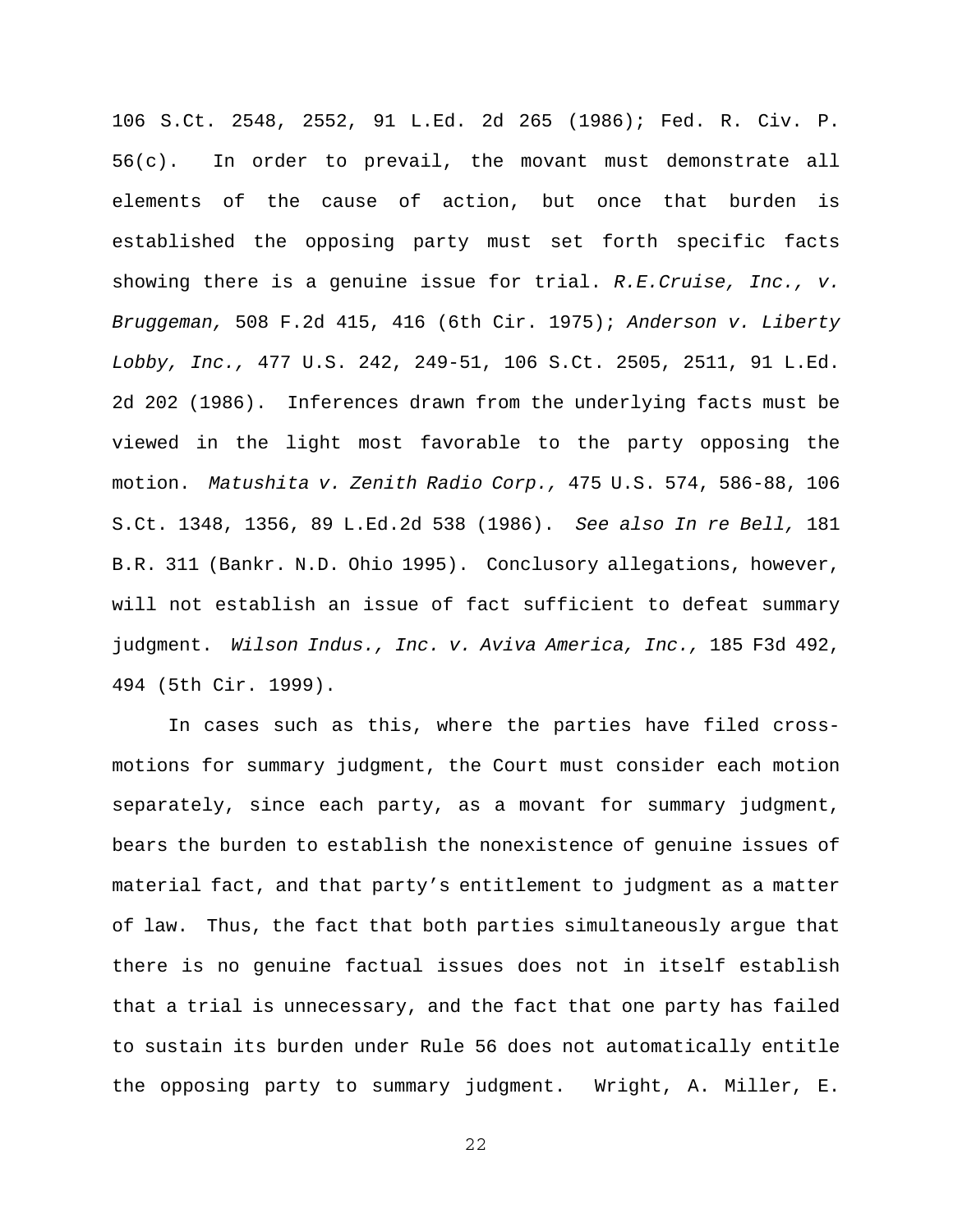106 S.Ct. 2548, 2552, 91 L.Ed. 2d 265 (1986); Fed. R. Civ. P. 56(c). In order to prevail, the movant must demonstrate all elements of the cause of action, but once that burden is established the opposing party must set forth specific facts showing there is a genuine issue for trial. *R.E.Cruise, Inc., v. Bruggeman,* 508 F.2d 415, 416 (6th Cir. 1975); *Anderson v. Liberty Lobby, Inc.,* 477 U.S. 242, 249-51, 106 S.Ct. 2505, 2511, 91 L.Ed. 2d 202 (1986). Inferences drawn from the underlying facts must be viewed in the light most favorable to the party opposing the motion. *Matushita v. Zenith Radio Corp.,* 475 U.S. 574, 586-88, 106 S.Ct. 1348, 1356, 89 L.Ed.2d 538 (1986). *See also In re Bell,* 181 B.R. 311 (Bankr. N.D. Ohio 1995). Conclusory allegations, however, will not establish an issue of fact sufficient to defeat summary judgment. *Wilson Indus., Inc. v. Aviva America, Inc.,* 185 F3d 492, 494 (5th Cir. 1999).

In cases such as this, where the parties have filed cross-motions for summary judgment, the Court must consider each motion separately, since each party, as a movant for summary judgment, bears the burden to establish the nonexistence of genuine issues of material fact, and that party's entitlement to judgment as a matter of law. Thus, the fact that both parties simultaneously argue that there is no genuine factual issues does not in itself establish that a trial is unnecessary, and the fact that one party has failed to sustain its burden under Rule 56 does not automatically entitle the opposing party to summary judgment. Wright, A. Miller, E.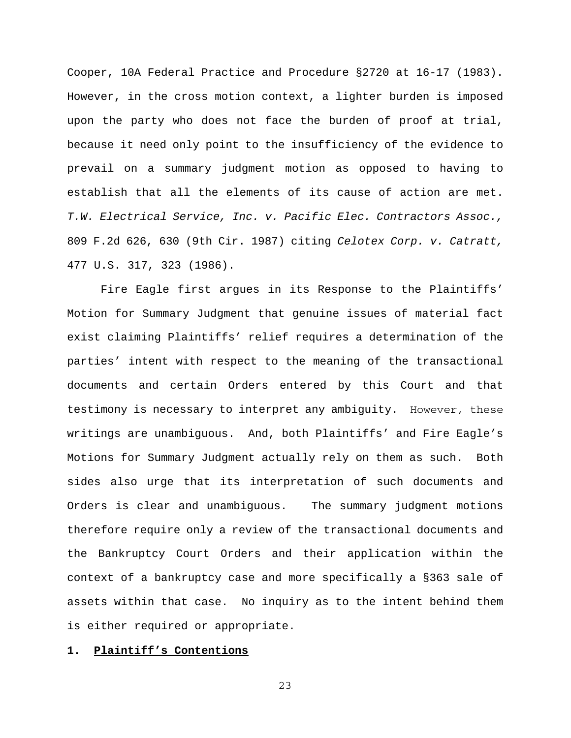Cooper, 10A Federal Practice and Procedure §2720 at 16-17 (1983). However, in the cross motion context, a lighter burden is imposed upon the party who does not face the burden of proof at trial, because it need only point to the insufficiency of the evidence to prevail on a summary judgment motion as opposed to having to establish that all the elements of its cause of action are met. *T.W. Electrical Service, Inc. v. Pacific Elec. Contractors Assoc.,* 809 F.2d 626, 630 (9th Cir. 1987) citing *Celotex Corp. v. Catratt,* 477 U.S. 317, 323 (1986).

Fire Eagle first argues in its Response to the Plaintiffs' Motion for Summary Judgment that genuine issues of material fact exist claiming Plaintiffs' relief requires a determination of the parties' intent with respect to the meaning of the transactional documents and certain Orders entered by this Court and that testimony is necessary to interpret any ambiguity. However, these writings are unambiguous. And, both Plaintiffs' and Fire Eagle's Motions for Summary Judgment actually rely on them as such. Both sides also urge that its interpretation of such documents and Orders is clear and unambiguous. The summary judgment motions therefore require only a review of the transactional documents and the Bankruptcy Court Orders and their application within the context of a bankruptcy case and more specifically a §363 sale of assets within that case. No inquiry as to the intent behind them is either required or appropriate.

**1. <u>Plaintiff's Contentions</u>**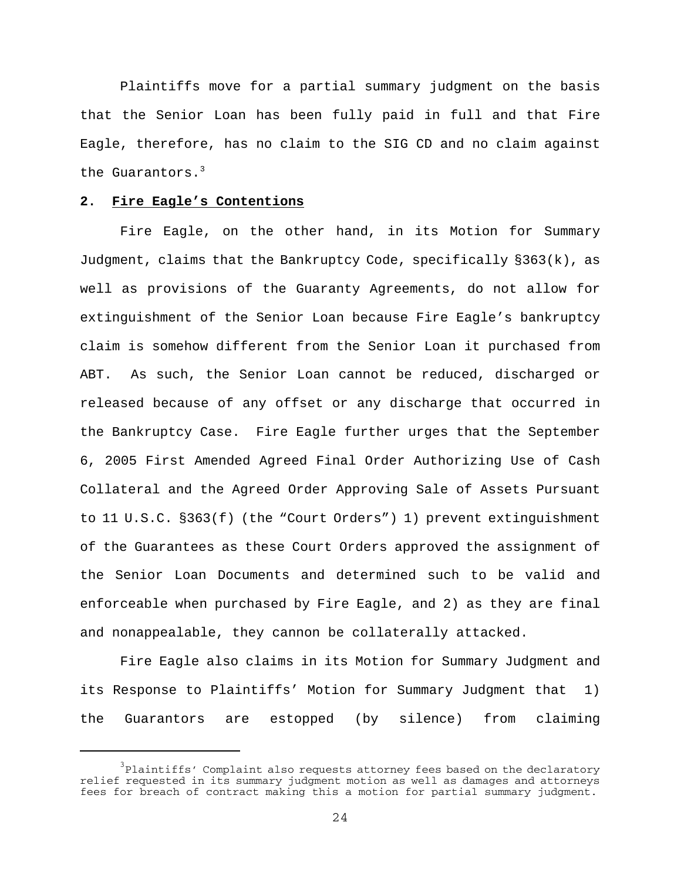Plaintiffs move for a partial summary judgment on the basis that the Senior Loan has been fully paid in full and that Fire Eagle, therefore, has no claim to the SIG CD and no claim against the Guarantors.[3]

**2. Fire Eagle's Contentions**

Fire Eagle, on the other hand, in its Motion for Summary Judgment, claims that the Bankruptcy Code, specifically §363(k), as well as provisions of the Guaranty Agreements, do not allow for extinguishment of the Senior Loan because Fire Eagle's bankruptcy claim is somehow different from the Senior Loan it purchased from ABT. As such, the Senior Loan cannot be reduced, discharged or released because of any offset or any discharge that occurred in the Bankruptcy Case. Fire Eagle further urges that the September 6, 2005 First Amended Agreed Final Order Authorizing Use of Cash Collateral and the Agreed Order Approving Sale of Assets Pursuant to 11 U.S.C. §363(f) (the "Court Orders") 1) prevent extinguishment of the Guarantees as these Court Orders approved the assignment of the Senior Loan Documents and determined such to be valid and enforceable when purchased by Fire Eagle, and 2) as they are final and nonappealable, they cannon be collaterally attacked.

Fire Eagle also claims in its Motion for Summary Judgment and its Response to Plaintiffs' Motion for Summary Judgment that 1) the Guarantors are estopped (by silence) from claiming

---

[3] Plaintiffs' Complaint also requests attorney fees based on the declaratory relief requested in its summary judgment motion as well as damages and attorneys fees for breach of contract making this a motion for partial summary judgment.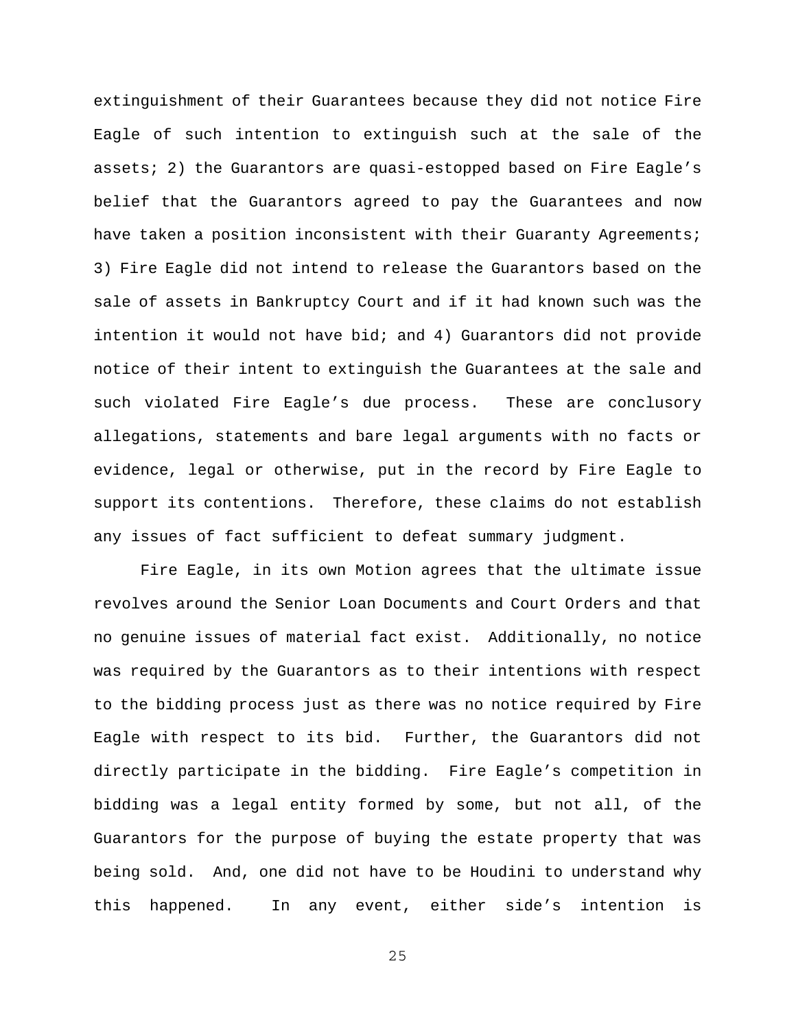extinguishment of their Guarantees because they did not notice Fire Eagle of such intention to extinguish such at the sale of the assets; 2) the Guarantors are quasi-estopped based on Fire Eagle's belief that the Guarantors agreed to pay the Guarantees and now have taken a position inconsistent with their Guaranty Agreements; 3) Fire Eagle did not intend to release the Guarantors based on the sale of assets in Bankruptcy Court and if it had known such was the intention it would not have bid; and 4) Guarantors did not provide notice of their intent to extinguish the Guarantees at the sale and such violated Fire Eagle's due process. These are conclusory allegations, statements and bare legal arguments with no facts or evidence, legal or otherwise, put in the record by Fire Eagle to support its contentions. Therefore, these claims do not establish any issues of fact sufficient to defeat summary judgment.

Fire Eagle, in its own Motion agrees that the ultimate issue revolves around the Senior Loan Documents and Court Orders and that no genuine issues of material fact exist. Additionally, no notice was required by the Guarantors as to their intentions with respect to the bidding process just as there was no notice required by Fire Eagle with respect to its bid. Further, the Guarantors did not directly participate in the bidding. Fire Eagle's competition in bidding was a legal entity formed by some, but not all, of the Guarantors for the purpose of buying the estate property that was being sold. And, one did not have to be Houdini to understand why this happened. In any event, either side's intention is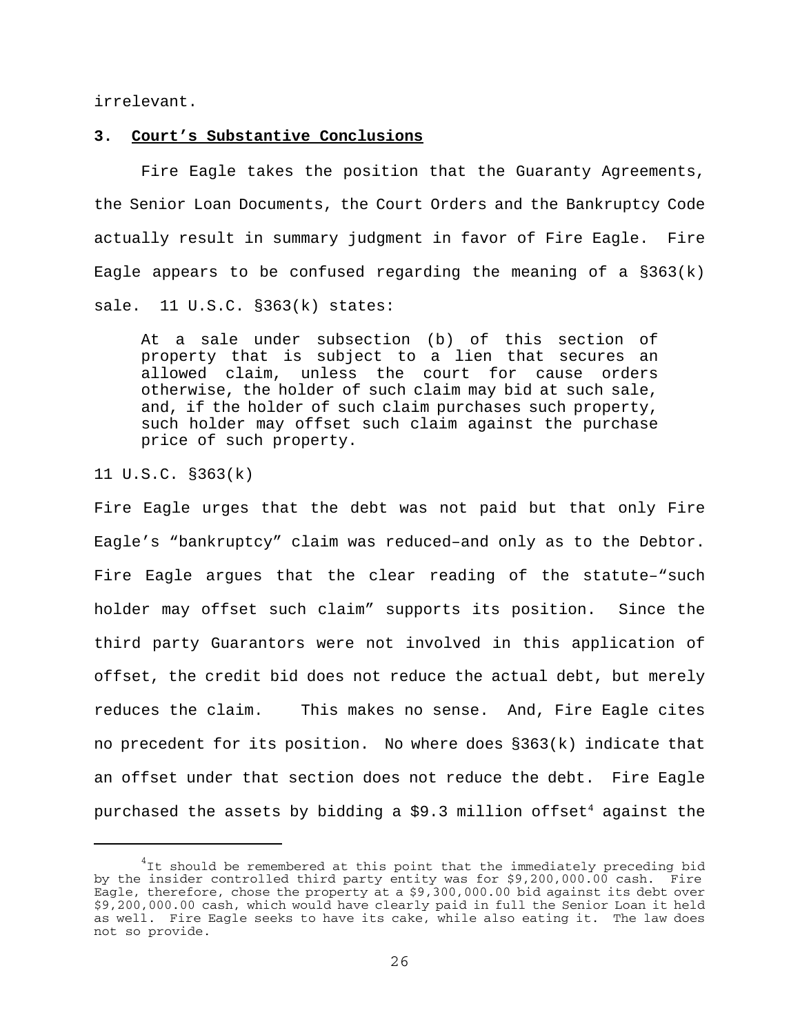irrelevant.

**3. Court's Substantive Conclusions**

Fire Eagle takes the position that the Guaranty Agreements, the Senior Loan Documents, the Court Orders and the Bankruptcy Code actually result in summary judgment in favor of Fire Eagle. Fire Eagle appears to be confused regarding the meaning of a §363(k) sale. 11 U.S.C. §363(k) states:

> At a sale under subsection (b) of this section of property that is subject to a lien that secures an allowed claim, unless the court for cause orders otherwise, the holder of such claim may bid at such sale, and, if the holder of such claim purchases such property, such holder may offset such claim against the purchase price of such property.

11 U.S.C. §363(k)

Fire Eagle urges that the debt was not paid but that only Fire Eagle's "bankruptcy" claim was reduced–and only as to the Debtor. Fire Eagle argues that the clear reading of the statute–"such holder may offset such claim" supports its position. Since the third party Guarantors were not involved in this application of offset, the credit bid does not reduce the actual debt, but merely reduces the claim. This makes no sense. And, Fire Eagle cites no precedent for its position. No where does §363(k) indicate that an offset under that section does not reduce the debt. Fire Eagle purchased the assets by bidding a \$9.3 million offset[4] against the

[4] It should be remembered at this point that the immediately preceding bid by the insider controlled third party entity was for \$9,200,000.00 cash. Fire Eagle, therefore, chose the property at a \$9,300,000.00 bid against its debt over \$9,200,000.00 cash, which would have clearly paid in full the Senior Loan it held as well. Fire Eagle seeks to have its cake, while also eating it. The law does not so provide.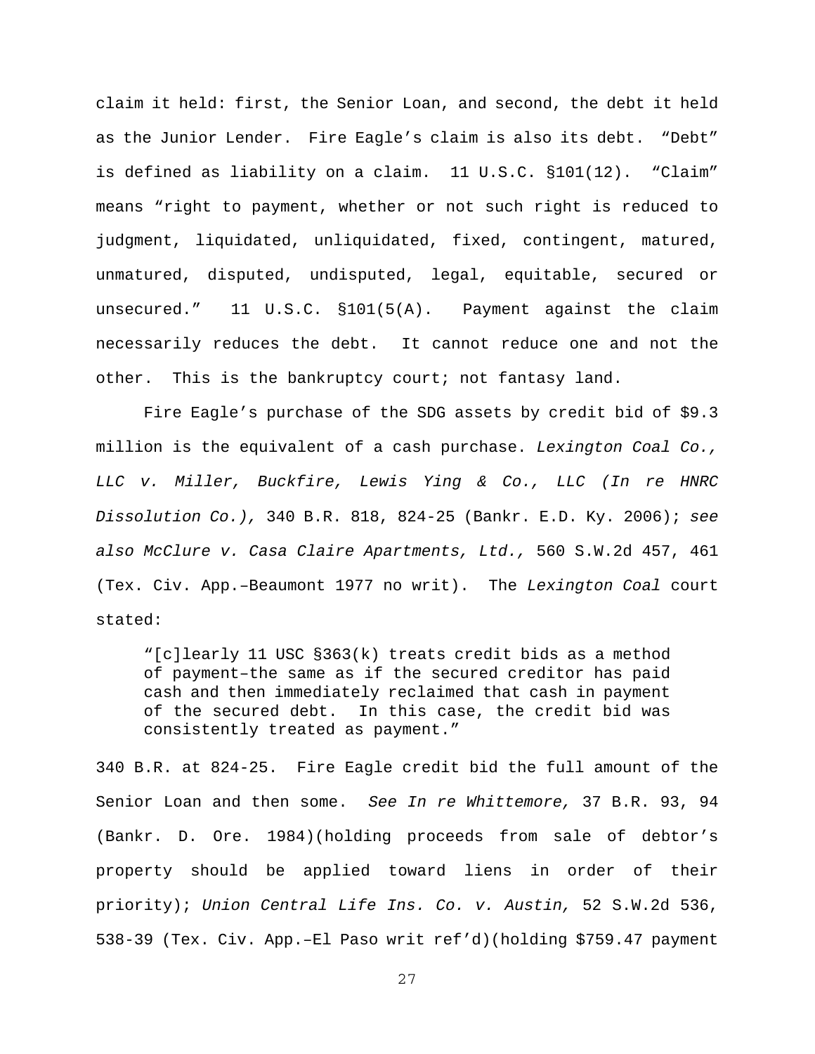claim it held: first, the Senior Loan, and second, the debt it held as the Junior Lender. Fire Eagle's claim is also its debt. "Debt" is defined as liability on a claim. 11 U.S.C. §101(12). "Claim" means "right to payment, whether or not such right is reduced to judgment, liquidated, unliquidated, fixed, contingent, matured, unmatured, disputed, undisputed, legal, equitable, secured or unsecured." 11 U.S.C. §101(5(A). Payment against the claim necessarily reduces the debt. It cannot reduce one and not the other. This is the bankruptcy court; not fantasy land.

Fire Eagle's purchase of the SDG assets by credit bid of $9.3 million is the equivalent of a cash purchase. *Lexington Coal Co., LLC v. Miller, Buckfire, Lewis Ying & Co., LLC (In re HNRC Dissolution Co.),* 340 B.R. 818, 824-25 (Bankr. E.D. Ky. 2006); *see also McClure v. Casa Claire Apartments, Ltd.,* 560 S.W.2d 457, 461 (Tex. Civ. App.–Beaumont 1977 no writ). The *Lexington Coal* court stated:

> "[c]learly 11 USC §363(k) treats credit bids as a method of payment–the same as if the secured creditor has paid cash and then immediately reclaimed that cash in payment of the secured debt. In this case, the credit bid was consistently treated as payment."

340 B.R. at 824-25. Fire Eagle credit bid the full amount of the Senior Loan and then some. *See In re Whittemore,* 37 B.R. 93, 94 (Bankr. D. Ore. 1984)(holding proceeds from sale of debtor's property should be applied toward liens in order of their priority); *Union Central Life Ins. Co. v. Austin,* 52 S.W.2d 536, 538-39 (Tex. Civ. App.–El Paso writ ref'd)(holding $759.47 payment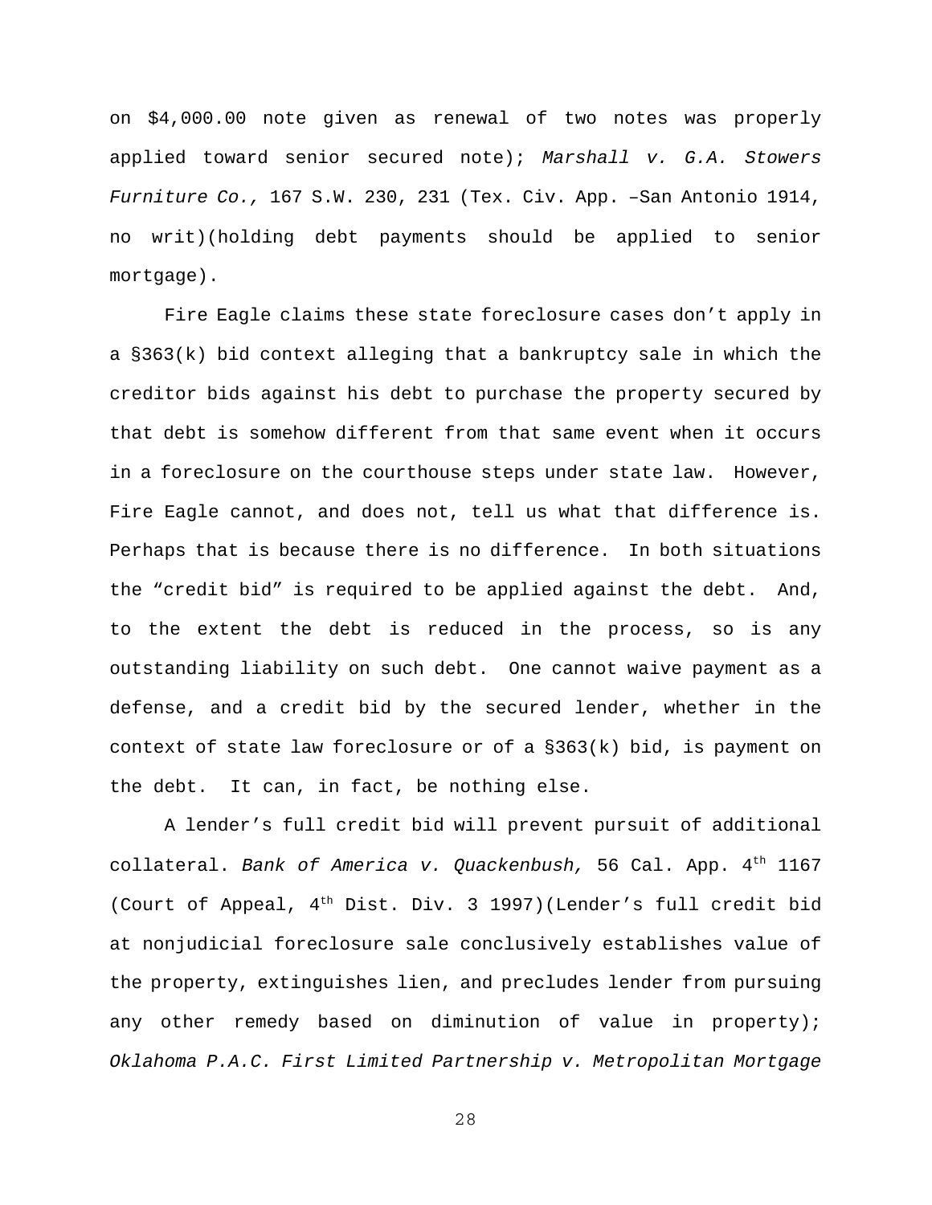on $4,000.00 note given as renewal of two notes was properly applied toward senior secured note); *Marshall v. G.A. Stowers Furniture Co.,* 167 S.W. 230, 231 (Tex. Civ. App. –San Antonio 1914, no writ)(holding debt payments should be applied to senior mortgage).

Fire Eagle claims these state foreclosure cases don't apply in a §363(k) bid context alleging that a bankruptcy sale in which the creditor bids against his debt to purchase the property secured by that debt is somehow different from that same event when it occurs in a foreclosure on the courthouse steps under state law. However, Fire Eagle cannot, and does not, tell us what that difference is. Perhaps that is because there is no difference. In both situations the "credit bid" is required to be applied against the debt. And, to the extent the debt is reduced in the process, so is any outstanding liability on such debt. One cannot waive payment as a defense, and a credit bid by the secured lender, whether in the context of state law foreclosure or of a §363(k) bid, is payment on the debt. It can, in fact, be nothing else.

A lender's full credit bid will prevent pursuit of additional collateral. *Bank of America v. Quackenbush,* 56 Cal. App. 4th 1167 (Court of Appeal, 4th Dist. Div. 3 1997)(Lender's full credit bid at nonjudicial foreclosure sale conclusively establishes value of the property, extinguishes lien, and precludes lender from pursuing any other remedy based on diminution of value in property); *Oklahoma P.A.C. First Limited Partnership v. Metropolitan Mortgage*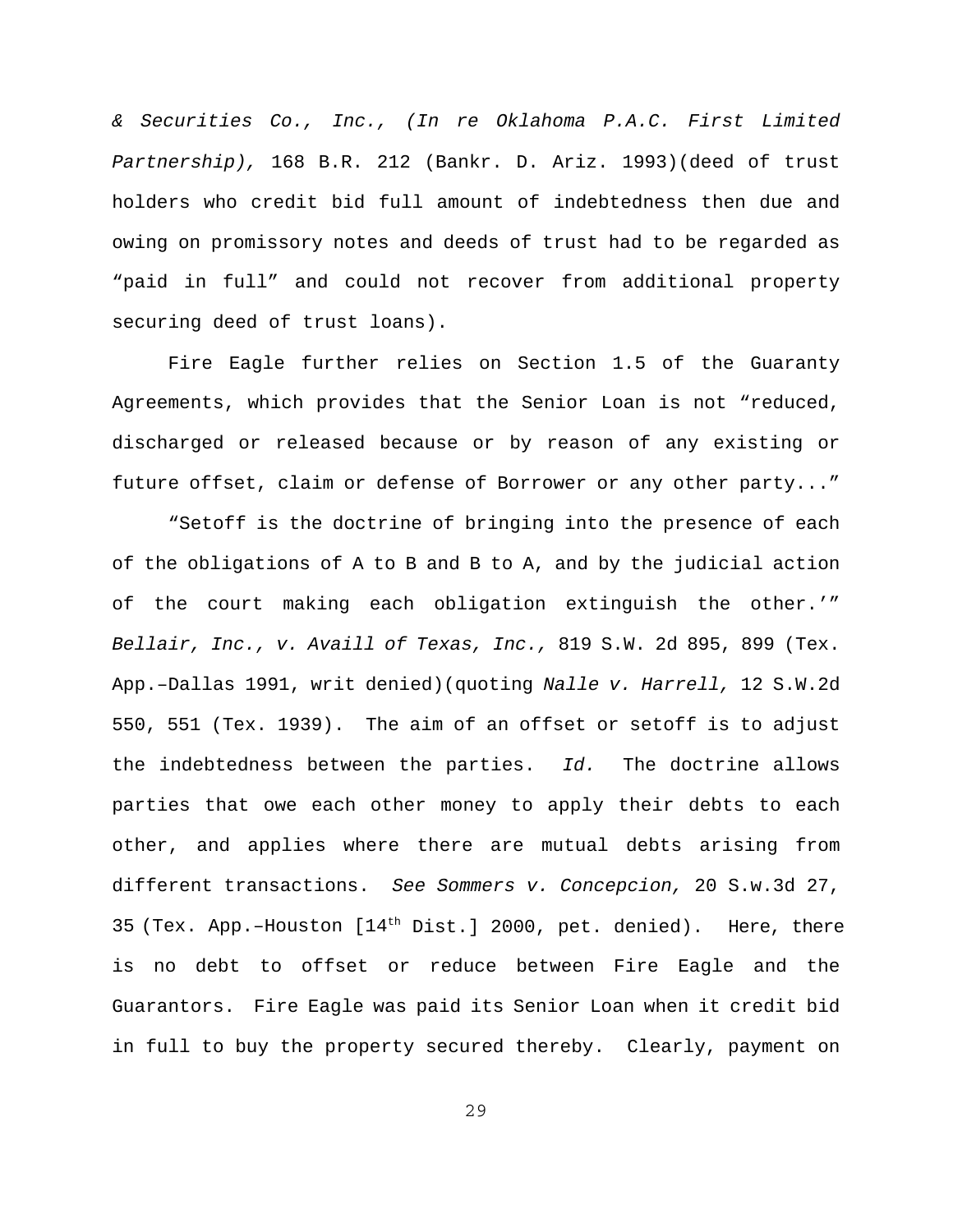*& Securities Co., Inc., (In re Oklahoma P.A.C. First Limited Partnership),* 168 B.R. 212 (Bankr. D. Ariz. 1993)(deed of trust holders who credit bid full amount of indebtedness then due and owing on promissory notes and deeds of trust had to be regarded as "paid in full" and could not recover from additional property securing deed of trust loans).

Fire Eagle further relies on Section 1.5 of the Guaranty Agreements, which provides that the Senior Loan is not "reduced, discharged or released because or by reason of any existing or future offset, claim or defense of Borrower or any other party..."

"Setoff is the doctrine of bringing into the presence of each of the obligations of A to B and B to A, and by the judicial action of the court making each obligation extinguish the other.'" *Bellair, Inc., v. Availl of Texas, Inc.,* 819 S.W. 2d 895, 899 (Tex. App.–Dallas 1991, writ denied)(quoting *Nalle v. Harrell,* 12 S.W.2d 550, 551 (Tex. 1939). The aim of an offset or setoff is to adjust the indebtedness between the parties. *Id.* The doctrine allows parties that owe each other money to apply their debts to each other, and applies where there are mutual debts arising from different transactions. *See Sommers v. Concepcion,* 20 S.w.3d 27, 35 (Tex. App.–Houston [14th Dist.] 2000, pet. denied). Here, there is no debt to offset or reduce between Fire Eagle and the Guarantors. Fire Eagle was paid its Senior Loan when it credit bid in full to buy the property secured thereby. Clearly, payment on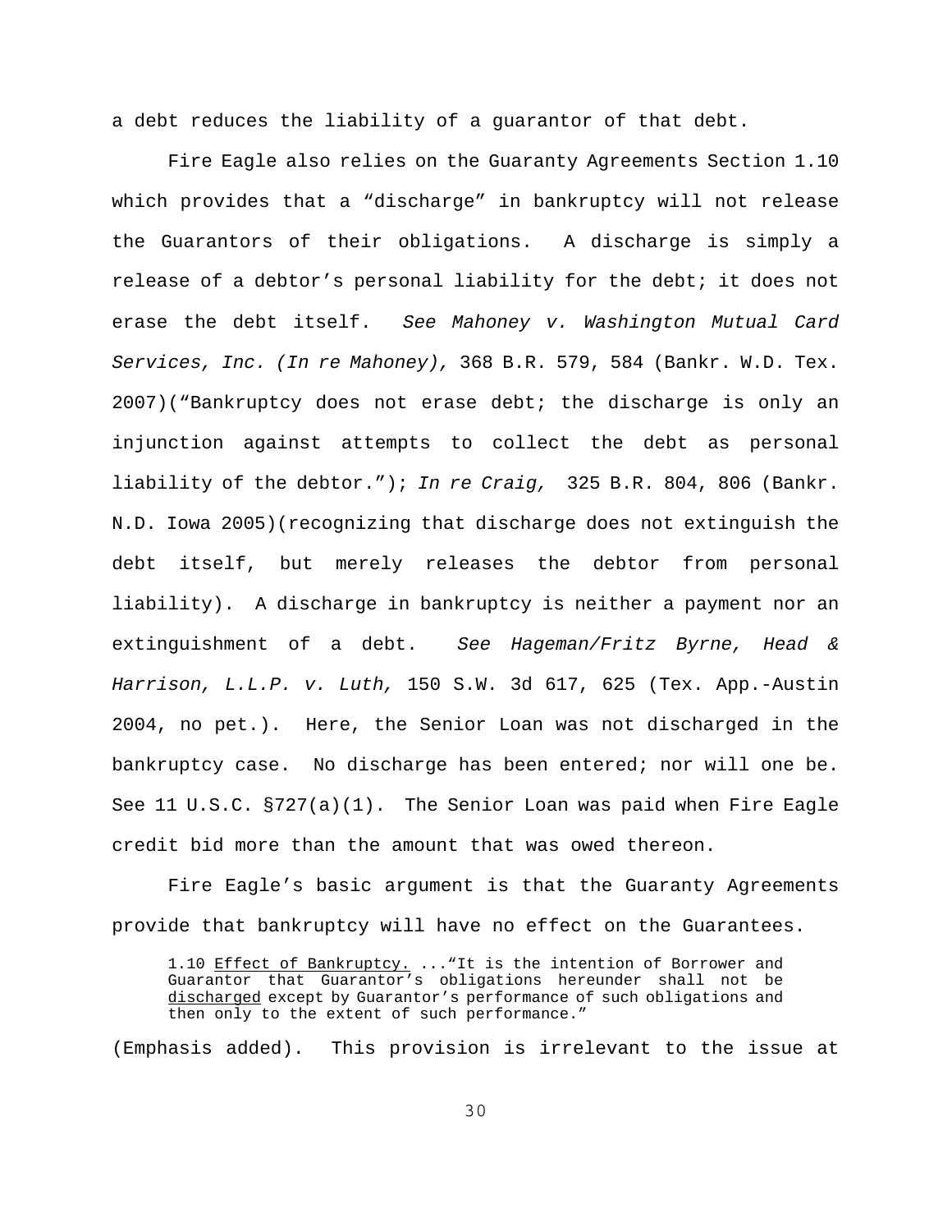a debt reduces the liability of a guarantor of that debt.

Fire Eagle also relies on the Guaranty Agreements Section 1.10 which provides that a "discharge" in bankruptcy will not release the Guarantors of their obligations. A discharge is simply a release of a debtor's personal liability for the debt; it does not erase the debt itself. *See Mahoney v. Washington Mutual Card Services, Inc. (In re Mahoney),* 368 B.R. 579, 584 (Bankr. W.D. Tex. 2007)("Bankruptcy does not erase debt; the discharge is only an injunction against attempts to collect the debt as personal liability of the debtor."); *In re Craig,* 325 B.R. 804, 806 (Bankr. N.D. Iowa 2005)(recognizing that discharge does not extinguish the debt itself, but merely releases the debtor from personal liability). A discharge in bankruptcy is neither a payment nor an extinguishment of a debt. *See Hageman/Fritz Byrne, Head & Harrison, L.L.P. v. Luth,* 150 S.W. 3d 617, 625 (Tex. App.-Austin 2004, no pet.). Here, the Senior Loan was not discharged in the bankruptcy case. No discharge has been entered; nor will one be. See 11 U.S.C. §727(a)(1). The Senior Loan was paid when Fire Eagle credit bid more than the amount that was owed thereon.

Fire Eagle's basic argument is that the Guaranty Agreements provide that bankruptcy will have no effect on the Guarantees.

> 1.10 <u>Effect of Bankruptcy.</u> ..."It is the intention of Borrower and Guarantor that Guarantor's obligations hereunder shall not be <u>discharged</u> except by Guarantor's performance of such obligations and then only to the extent of such performance."

(Emphasis added). This provision is irrelevant to the issue at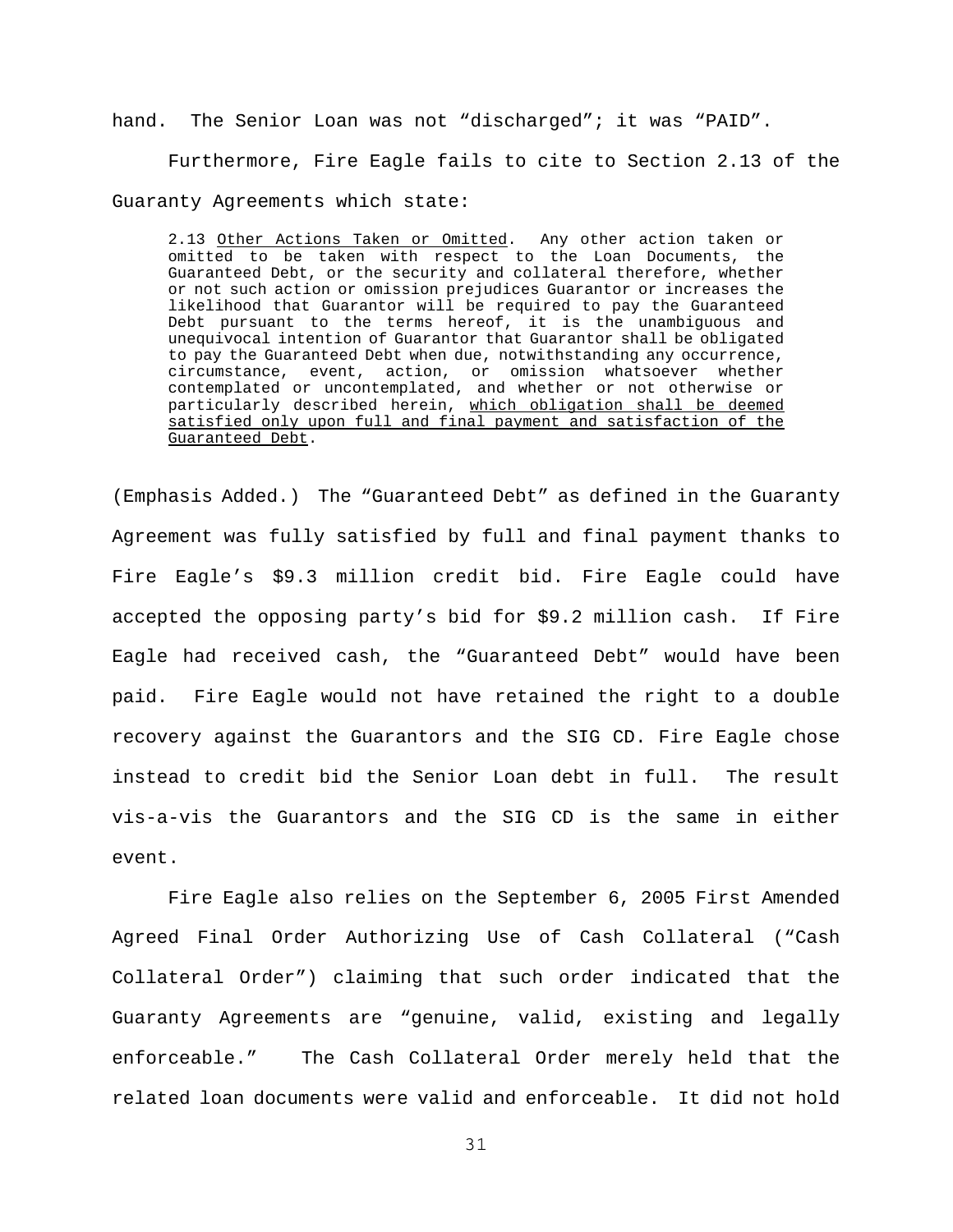hand. The Senior Loan was not “discharged”; it was “PAID”.

Furthermore, Fire Eagle fails to cite to Section 2.13 of the Guaranty Agreements which state:

> 2.13 <u>Other Actions Taken or Omitted</u>. Any other action taken or omitted to be taken with respect to the Loan Documents, the Guaranteed Debt, or the security and collateral therefore, whether or not such action or omission prejudices Guarantor or increases the likelihood that Guarantor will be required to pay the Guaranteed Debt pursuant to the terms hereof, it is the unambiguous and unequivocal intention of Guarantor that Guarantor shall be obligated to pay the Guaranteed Debt when due, notwithstanding any occurrence, circumstance, event, action, or omission whatsoever whether contemplated or uncontemplated, and whether or not otherwise or particularly described herein, <u>which obligation shall be deemed satisfied only upon full and final payment and satisfaction of the Guaranteed Debt</u>.

(Emphasis Added.) The “Guaranteed Debt” as defined in the Guaranty Agreement was fully satisfied by full and final payment thanks to Fire Eagle’s $9.3 million credit bid. Fire Eagle could have accepted the opposing party’s bid for $9.2 million cash. If Fire Eagle had received cash, the “Guaranteed Debt” would have been paid. Fire Eagle would not have retained the right to a double recovery against the Guarantors and the SIG CD. Fire Eagle chose instead to credit bid the Senior Loan debt in full. The result vis-a-vis the Guarantors and the SIG CD is the same in either event.

Fire Eagle also relies on the September 6, 2005 First Amended Agreed Final Order Authorizing Use of Cash Collateral (“Cash Collateral Order”) claiming that such order indicated that the Guaranty Agreements are “genuine, valid, existing and legally enforceable.” The Cash Collateral Order merely held that the related loan documents were valid and enforceable. It did not hold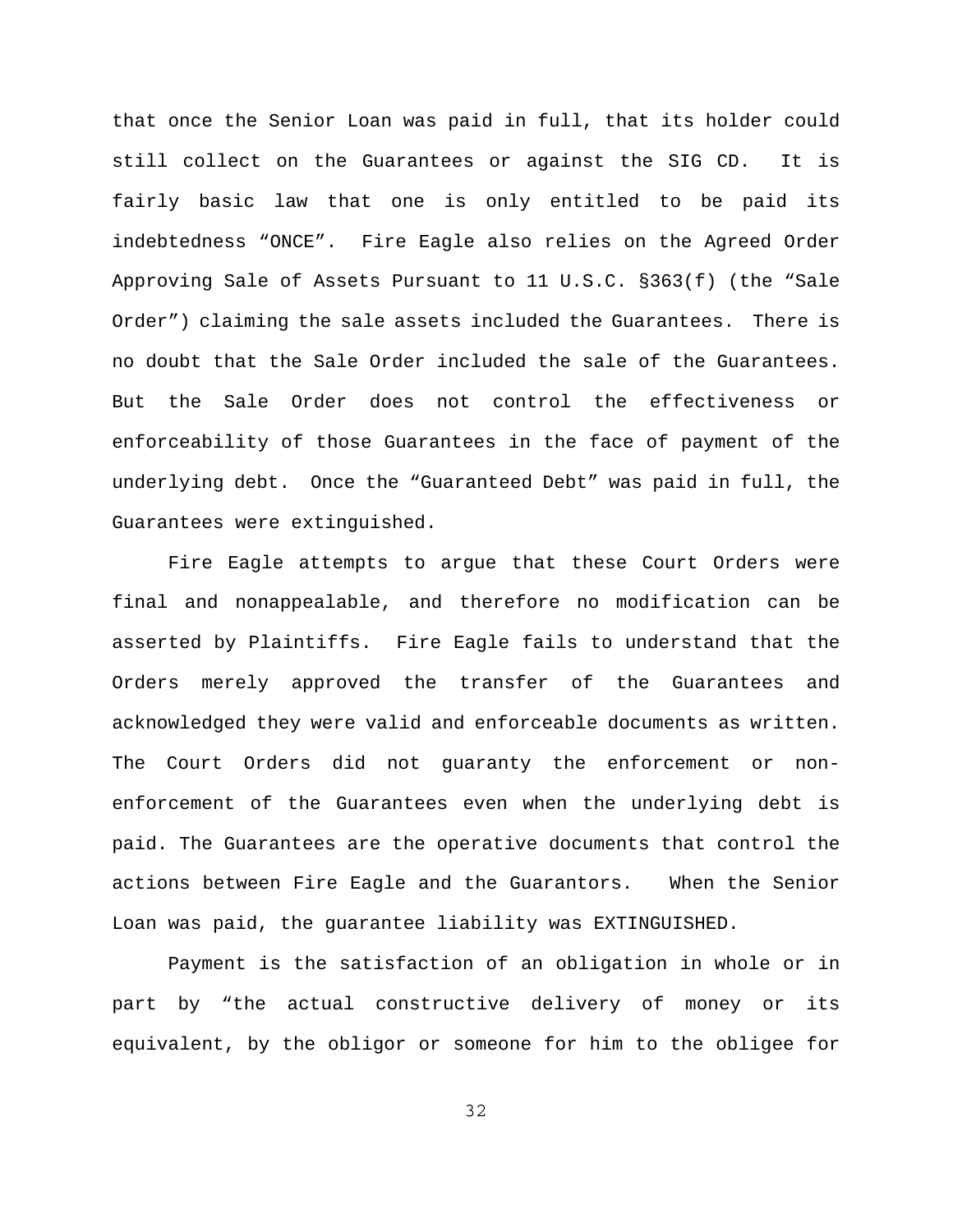that once the Senior Loan was paid in full, that its holder could still collect on the Guarantees or against the SIG CD. It is fairly basic law that one is only entitled to be paid its indebtedness "ONCE". Fire Eagle also relies on the Agreed Order Approving Sale of Assets Pursuant to 11 U.S.C. §363(f) (the "Sale Order") claiming the sale assets included the Guarantees. There is no doubt that the Sale Order included the sale of the Guarantees. But the Sale Order does not control the effectiveness or enforceability of those Guarantees in the face of payment of the underlying debt. Once the "Guaranteed Debt" was paid in full, the Guarantees were extinguished.

Fire Eagle attempts to argue that these Court Orders were final and nonappealable, and therefore no modification can be asserted by Plaintiffs. Fire Eagle fails to understand that the Orders merely approved the transfer of the Guarantees and acknowledged they were valid and enforceable documents as written. The Court Orders did not guaranty the enforcement or non-enforcement of the Guarantees even when the underlying debt is paid. The Guarantees are the operative documents that control the actions between Fire Eagle and the Guarantors. When the Senior Loan was paid, the guarantee liability was EXTINGUISHED.

Payment is the satisfaction of an obligation in whole or in part by "the actual constructive delivery of money or its equivalent, by the obligor or someone for him to the obligee for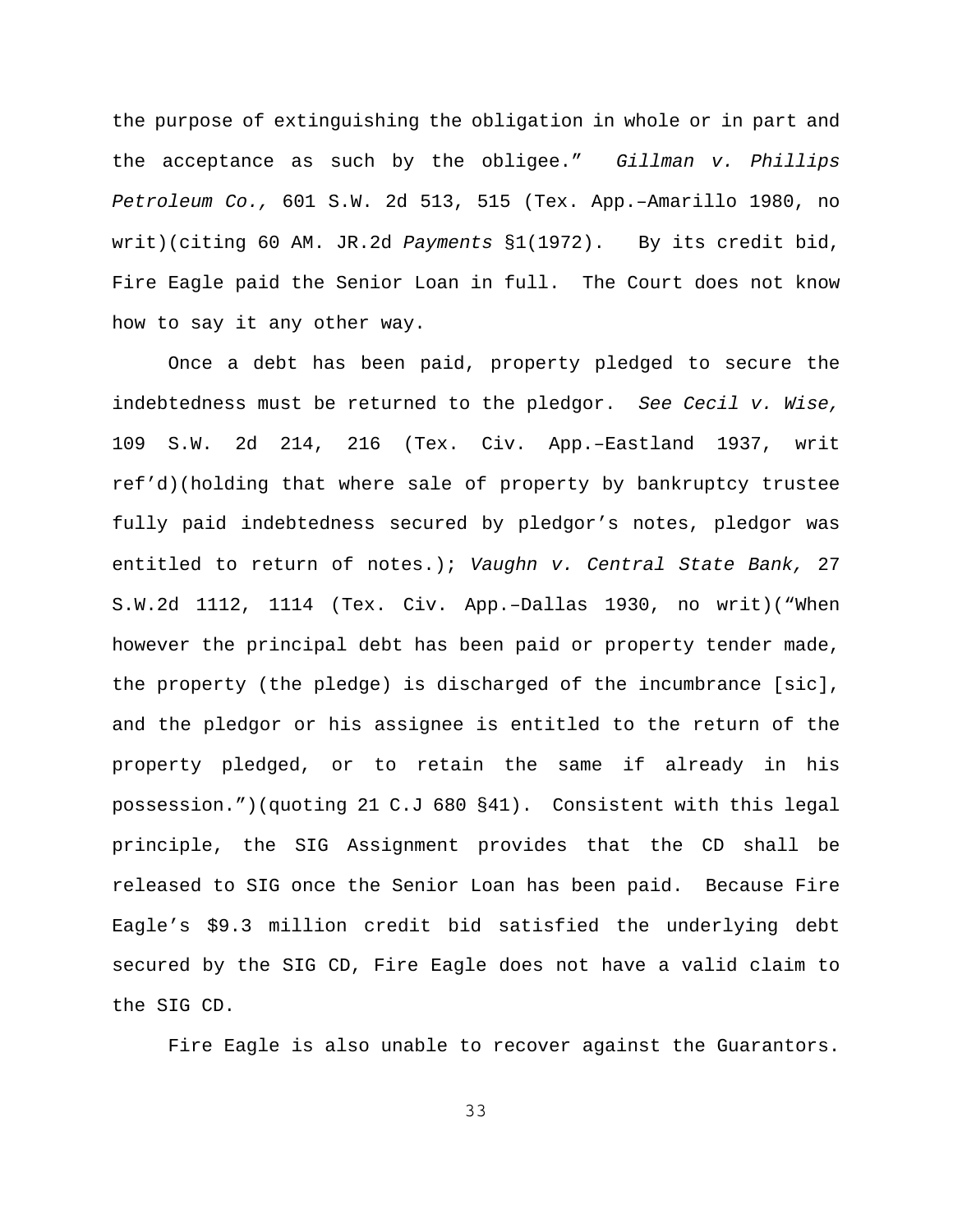the purpose of extinguishing the obligation in whole or in part and the acceptance as such by the obligee." *Gillman v. Phillips Petroleum Co.,* 601 S.W. 2d 513, 515 (Tex. App.–Amarillo 1980, no writ)(citing 60 AM. JR.2d *Payments* §1(1972). By its credit bid, Fire Eagle paid the Senior Loan in full. The Court does not know how to say it any other way.

Once a debt has been paid, property pledged to secure the indebtedness must be returned to the pledgor. *See Cecil v. Wise,* 109 S.W. 2d 214, 216 (Tex. Civ. App.–Eastland 1937, writ ref'd)(holding that where sale of property by bankruptcy trustee fully paid indebtedness secured by pledgor's notes, pledgor was entitled to return of notes.); *Vaughn v. Central State Bank,* 27 S.W.2d 1112, 1114 (Tex. Civ. App.–Dallas 1930, no writ)("When however the principal debt has been paid or property tender made, the property (the pledge) is discharged of the incumbrance [sic], and the pledgor or his assignee is entitled to the return of the property pledged, or to retain the same if already in his possession.")(quoting 21 C.J 680 §41). Consistent with this legal principle, the SIG Assignment provides that the CD shall be released to SIG once the Senior Loan has been paid. Because Fire Eagle's $9.3 million credit bid satisfied the underlying debt secured by the SIG CD, Fire Eagle does not have a valid claim to the SIG CD.

Fire Eagle is also unable to recover against the Guarantors.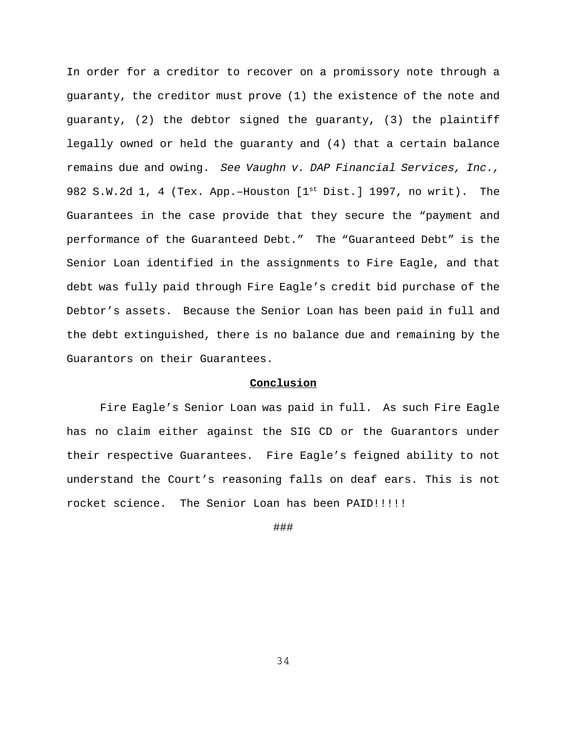In order for a creditor to recover on a promissory note through a guaranty, the creditor must prove (1) the existence of the note and guaranty, (2) the debtor signed the guaranty, (3) the plaintiff legally owned or held the guaranty and (4) that a certain balance remains due and owing. *See Vaughn v. DAP Financial Services, Inc.,* 982 S.W.2d 1, 4 (Tex. App.–Houston [1st Dist.] 1997, no writ). The Guarantees in the case provide that they secure the "payment and performance of the Guaranteed Debt." The "Guaranteed Debt" is the Senior Loan identified in the assignments to Fire Eagle, and that debt was fully paid through Fire Eagle's credit bid purchase of the Debtor's assets. Because the Senior Loan has been paid in full and the debt extinguished, there is no balance due and remaining by the Guarantors on their Guarantees.

## **Conclusion**

Fire Eagle's Senior Loan was paid in full. As such Fire Eagle has no claim either against the SIG CD or the Guarantors under their respective Guarantees. Fire Eagle's feigned ability to not understand the Court's reasoning falls on deaf ears. This is not rocket science. The Senior Loan has been PAID!!!!!

###